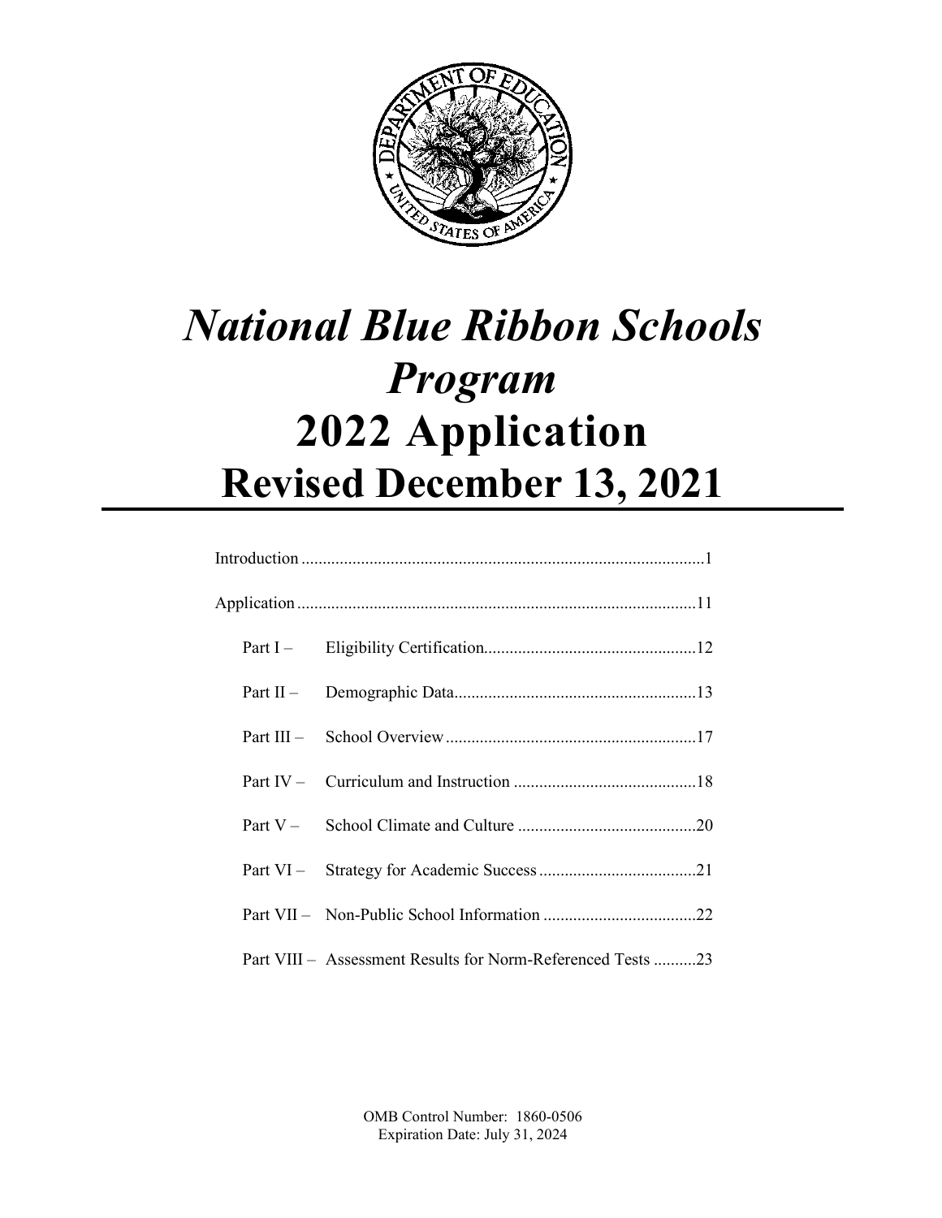# *National Blue Ribbon Schools Program*

# 2022 Application

# Revised December 13, 2021

Introduction ..............................................................................................1

Application .............................................................................................11

- Part I – Eligibility Certification..................................................12
- Part II – Demographic Data.........................................................13
- Part III – School Overview...........................................................17
- Part IV – Curriculum and Instruction ...........................................18
- Part V – School Climate and Culture ..........................................20
- Part VI – Strategy for Academic Success.....................................21
- Part VII – Non-Public School Information ....................................22
- Part VIII – Assessment Results for Norm-Referenced Tests ..........23

OMB Control Number: 1860-0506
Expiration Date: July 31, 2024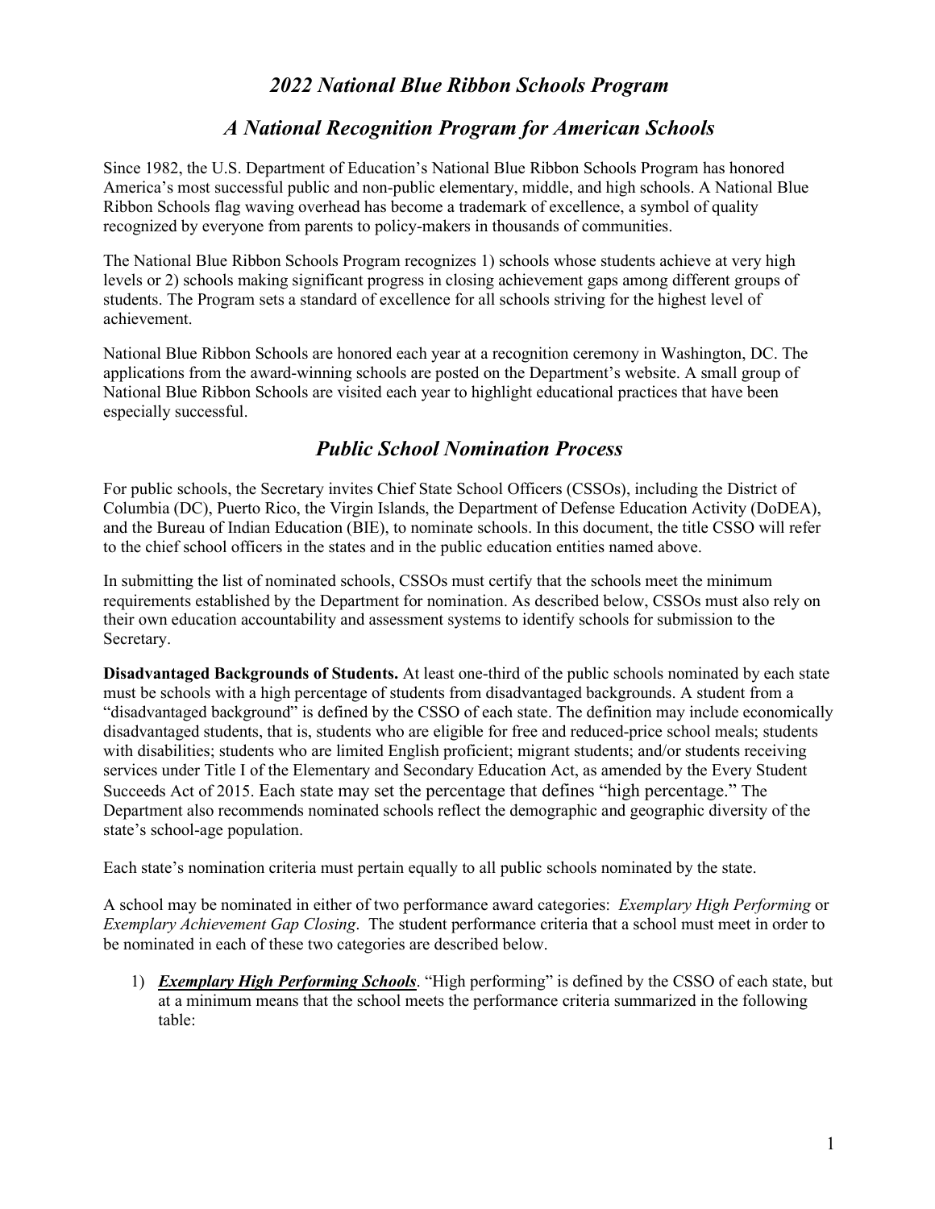## *2022 National Blue Ribbon Schools Program*

## *A National Recognition Program for American Schools*

Since 1982, the U.S. Department of Education's National Blue Ribbon Schools Program has honored America's most successful public and non-public elementary, middle, and high schools. A National Blue Ribbon Schools flag waving overhead has become a trademark of excellence, a symbol of quality recognized by everyone from parents to policy-makers in thousands of communities.

The National Blue Ribbon Schools Program recognizes 1) schools whose students achieve at very high levels or 2) schools making significant progress in closing achievement gaps among different groups of students. The Program sets a standard of excellence for all schools striving for the highest level of achievement.

National Blue Ribbon Schools are honored each year at a recognition ceremony in Washington, DC. The applications from the award-winning schools are posted on the Department's website. A small group of National Blue Ribbon Schools are visited each year to highlight educational practices that have been especially successful.

## *Public School Nomination Process*

For public schools, the Secretary invites Chief State School Officers (CSSOs), including the District of Columbia (DC), Puerto Rico, the Virgin Islands, the Department of Defense Education Activity (DoDEA), and the Bureau of Indian Education (BIE), to nominate schools. In this document, the title CSSO will refer to the chief school officers in the states and in the public education entities named above.

In submitting the list of nominated schools, CSSOs must certify that the schools meet the minimum requirements established by the Department for nomination. As described below, CSSOs must also rely on their own education accountability and assessment systems to identify schools for submission to the Secretary.

**Disadvantaged Backgrounds of Students.** At least one-third of the public schools nominated by each state must be schools with a high percentage of students from disadvantaged backgrounds. A student from a "disadvantaged background" is defined by the CSSO of each state. The definition may include economically disadvantaged students, that is, students who are eligible for free and reduced-price school meals; students with disabilities; students who are limited English proficient; migrant students; and/or students receiving services under Title I of the Elementary and Secondary Education Act, as amended by the Every Student Succeeds Act of 2015. Each state may set the percentage that defines "high percentage." The Department also recommends nominated schools reflect the demographic and geographic diversity of the state's school-age population.

Each state's nomination criteria must pertain equally to all public schools nominated by the state.

A school may be nominated in either of two performance award categories: *Exemplary High Performing* or *Exemplary Achievement Gap Closing*. The student performance criteria that a school must meet in order to be nominated in each of these two categories are described below.

1) ***Exemplary High Performing Schools***. "High performing" is defined by the CSSO of each state, but at a minimum means that the school meets the performance criteria summarized in the following table: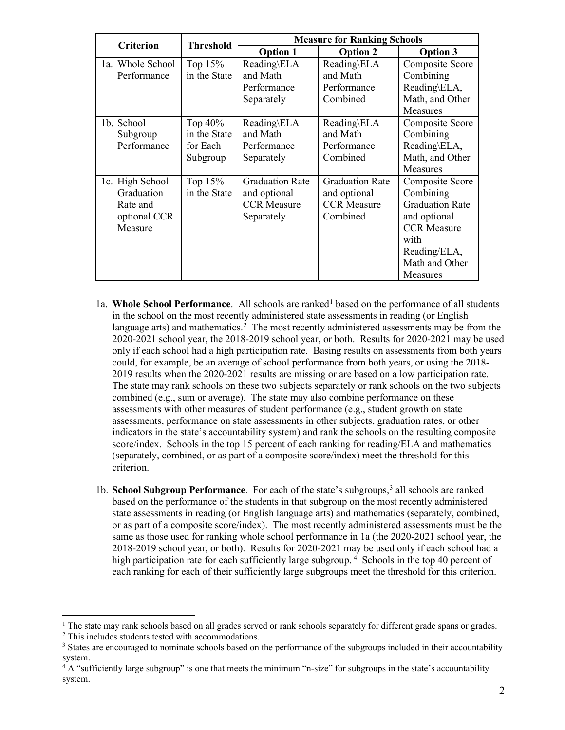| Criterion | Threshold | Measure for Ranking Schools | | |
|---|---|---|---|---|
| | | Option 1 | Option 2 | Option 3 |
| 1a. Whole School Performance | Top 15% in the State | Reading\ELA and Math Performance Separately | Reading\ELA and Math Performance Combined | Composite Score Combining Reading\ELA, Math, and Other Measures |
| 1b. School Subgroup Performance | Top 40% in the State for Each Subgroup | Reading\ELA and Math Performance Separately | Reading\ELA and Math Performance Combined | Composite Score Combining Reading\ELA, Math, and Other Measures |
| 1c. High School Graduation Rate and optional CCR Measure | Top 15% in the State | Graduation Rate and optional CCR Measure Separately | Graduation Rate and optional CCR Measure Combined | Composite Score Combining Graduation Rate and optional CCR Measure with Reading/ELA, Math and Other Measures |

1a. **Whole School Performance**. All schools are ranked[1] based on the performance of all students in the school on the most recently administered state assessments in reading (or English language arts) and mathematics.[2] The most recently administered assessments may be from the 2020-2021 school year, the 2018-2019 school year, or both. Results for 2020-2021 may be used only if each school had a high participation rate. Basing results on assessments from both years could, for example, be an average of school performance from both years, or using the 2018-2019 results when the 2020-2021 results are missing or are based on a low participation rate. The state may rank schools on these two subjects separately or rank schools on the two subjects combined (e.g., sum or average). The state may also combine performance on these assessments with other measures of student performance (e.g., student growth on state assessments, performance on state assessments in other subjects, graduation rates, or other indicators in the state's accountability system) and rank the schools on the resulting composite score/index. Schools in the top 15 percent of each ranking for reading/ELA and mathematics (separately, combined, or as part of a composite score/index) meet the threshold for this criterion.

1b. **School Subgroup Performance**. For each of the state's subgroups,[3] all schools are ranked based on the performance of the students in that subgroup on the most recently administered state assessments in reading (or English language arts) and mathematics (separately, combined, or as part of a composite score/index). The most recently administered assessments must be the same as those used for ranking whole school performance in 1a (the 2020-2021 school year, the 2018-2019 school year, or both). Results for 2020-2021 may be used only if each school had a high participation rate for each sufficiently large subgroup.[4] Schools in the top 40 percent of each ranking for each of their sufficiently large subgroups meet the threshold for this criterion.

---

[1] The state may rank schools based on all grades served or rank schools separately for different grade spans or grades.

[2] This includes students tested with accommodations.

[3] States are encouraged to nominate schools based on the performance of the subgroups included in their accountability system.

[4] A "sufficiently large subgroup" is one that meets the minimum "n-size" for subgroups in the state's accountability system.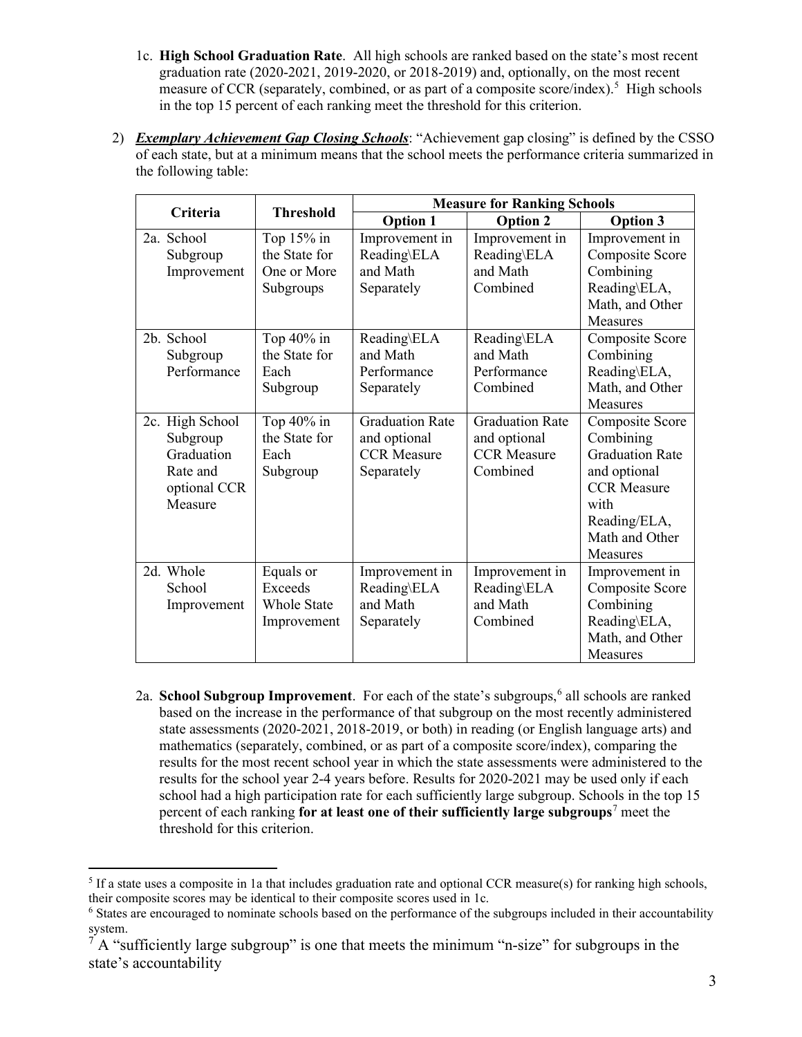1c. **High School Graduation Rate**. All high schools are ranked based on the state's most recent graduation rate (2020-2021, 2019-2020, or 2018-2019) and, optionally, on the most recent measure of CCR (separately, combined, or as part of a composite score/index).[5] High schools in the top 15 percent of each ranking meet the threshold for this criterion.

2) ***Exemplary Achievement Gap Closing Schools***: "Achievement gap closing" is defined by the CSSO of each state, but at a minimum means that the school meets the performance criteria summarized in the following table:

| Criteria | Threshold | Measure for Ranking Schools | | |
|---|---|---|---|---|
| | | **Option 1** | **Option 2** | **Option 3** |
| 2a. School Subgroup Improvement | Top 15% in the State for One or More Subgroups | Improvement in Reading\ELA and Math Separately | Improvement in Reading\ELA and Math Combined | Improvement in Composite Score Combining Reading\ELA, Math, and Other Measures |
| 2b. School Subgroup Performance | Top 40% in the State for Each Subgroup | Reading\ELA and Math Performance Separately | Reading\ELA and Math Performance Combined | Composite Score Combining Reading\ELA, Math, and Other Measures |
| 2c. High School Subgroup Graduation Rate and optional CCR Measure | Top 40% in the State for Each Subgroup | Graduation Rate and optional CCR Measure Separately | Graduation Rate and optional CCR Measure Combined | Composite Score Combining Graduation Rate and optional CCR Measure with Reading/ELA, Math and Other Measures |
| 2d. Whole School Improvement | Equals or Exceeds Whole State Improvement | Improvement in Reading\ELA and Math Separately | Improvement in Reading\ELA and Math Combined | Improvement in Composite Score Combining Reading\ELA, Math, and Other Measures |

2a. **School Subgroup Improvement**. For each of the state's subgroups,[6] all schools are ranked based on the increase in the performance of that subgroup on the most recently administered state assessments (2020-2021, 2018-2019, or both) in reading (or English language arts) and mathematics (separately, combined, or as part of a composite score/index), comparing the results for the most recent school year in which the state assessments were administered to the results for the school year 2-4 years before. Results for 2020-2021 may be used only if each school had a high participation rate for each sufficiently large subgroup. Schools in the top 15 percent of each ranking **for at least one of their sufficiently large subgroups**[7] meet the threshold for this criterion.

---

[5] If a state uses a composite in 1a that includes graduation rate and optional CCR measure(s) for ranking high schools, their composite scores may be identical to their composite scores used in 1c.

[6] States are encouraged to nominate schools based on the performance of the subgroups included in their accountability system.

[7] A "sufficiently large subgroup" is one that meets the minimum "n-size" for subgroups in the state's accountability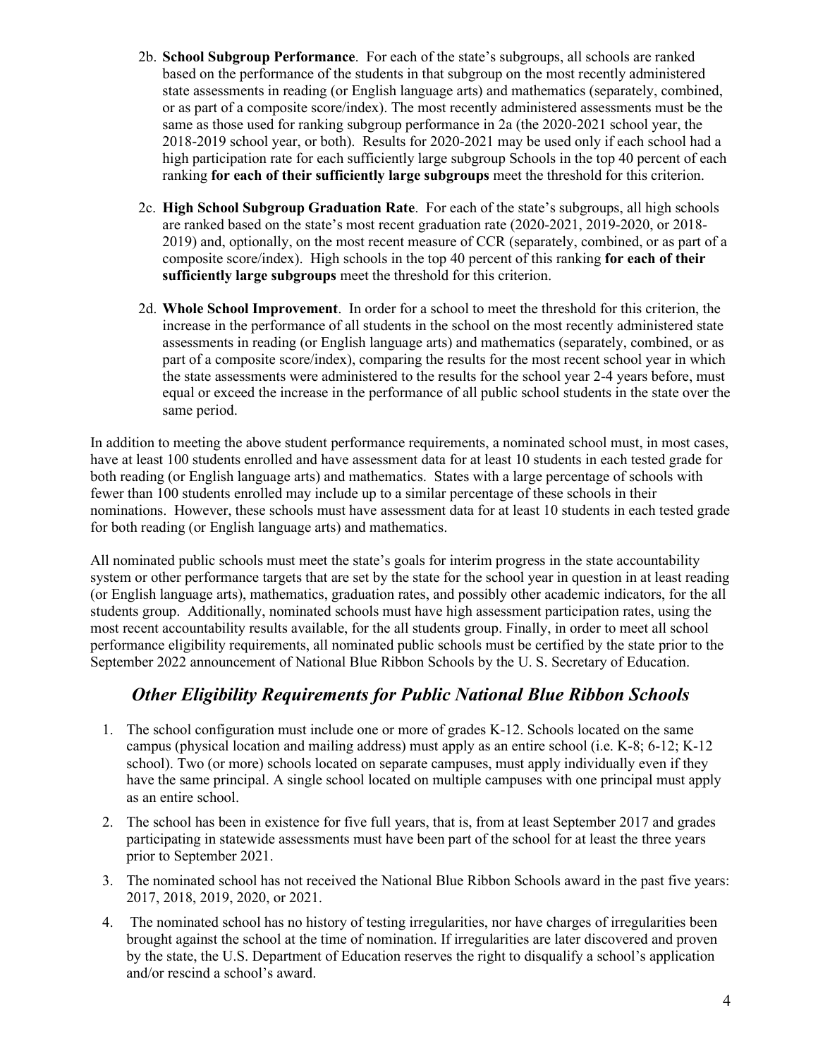2b. **School Subgroup Performance**. For each of the state's subgroups, all schools are ranked based on the performance of the students in that subgroup on the most recently administered state assessments in reading (or English language arts) and mathematics (separately, combined, or as part of a composite score/index). The most recently administered assessments must be the same as those used for ranking subgroup performance in 2a (the 2020-2021 school year, the 2018-2019 school year, or both). Results for 2020-2021 may be used only if each school had a high participation rate for each sufficiently large subgroup Schools in the top 40 percent of each ranking **for each of their sufficiently large subgroups** meet the threshold for this criterion.

2c. **High School Subgroup Graduation Rate**. For each of the state's subgroups, all high schools are ranked based on the state's most recent graduation rate (2020-2021, 2019-2020, or 2018-2019) and, optionally, on the most recent measure of CCR (separately, combined, or as part of a composite score/index). High schools in the top 40 percent of this ranking **for each of their sufficiently large subgroups** meet the threshold for this criterion.

2d. **Whole School Improvement**. In order for a school to meet the threshold for this criterion, the increase in the performance of all students in the school on the most recently administered state assessments in reading (or English language arts) and mathematics (separately, combined, or as part of a composite score/index), comparing the results for the most recent school year in which the state assessments were administered to the results for the school year 2-4 years before, must equal or exceed the increase in the performance of all public school students in the state over the same period.

In addition to meeting the above student performance requirements, a nominated school must, in most cases, have at least 100 students enrolled and have assessment data for at least 10 students in each tested grade for both reading (or English language arts) and mathematics. States with a large percentage of schools with fewer than 100 students enrolled may include up to a similar percentage of these schools in their nominations. However, these schools must have assessment data for at least 10 students in each tested grade for both reading (or English language arts) and mathematics.

All nominated public schools must meet the state's goals for interim progress in the state accountability system or other performance targets that are set by the state for the school year in question in at least reading (or English language arts), mathematics, graduation rates, and possibly other academic indicators, for the all students group. Additionally, nominated schools must have high assessment participation rates, using the most recent accountability results available, for the all students group. Finally, in order to meet all school performance eligibility requirements, all nominated public schools must be certified by the state prior to the September 2022 announcement of National Blue Ribbon Schools by the U. S. Secretary of Education.

## *Other Eligibility Requirements for Public National Blue Ribbon Schools*

1. The school configuration must include one or more of grades K-12. Schools located on the same campus (physical location and mailing address) must apply as an entire school (i.e. K-8; 6-12; K-12 school). Two (or more) schools located on separate campuses, must apply individually even if they have the same principal. A single school located on multiple campuses with one principal must apply as an entire school.
2. The school has been in existence for five full years, that is, from at least September 2017 and grades participating in statewide assessments must have been part of the school for at least the three years prior to September 2021.
3. The nominated school has not received the National Blue Ribbon Schools award in the past five years: 2017, 2018, 2019, 2020, or 2021.
4. The nominated school has no history of testing irregularities, nor have charges of irregularities been brought against the school at the time of nomination. If irregularities are later discovered and proven by the state, the U.S. Department of Education reserves the right to disqualify a school's application and/or rescind a school's award.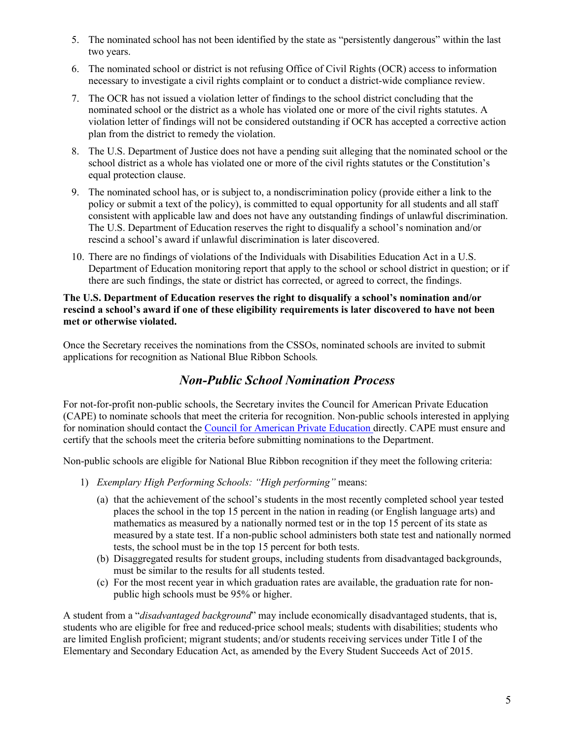5. The nominated school has not been identified by the state as "persistently dangerous" within the last two years.
6. The nominated school or district is not refusing Office of Civil Rights (OCR) access to information necessary to investigate a civil rights complaint or to conduct a district-wide compliance review.
7. The OCR has not issued a violation letter of findings to the school district concluding that the nominated school or the district as a whole has violated one or more of the civil rights statutes. A violation letter of findings will not be considered outstanding if OCR has accepted a corrective action plan from the district to remedy the violation.
8. The U.S. Department of Justice does not have a pending suit alleging that the nominated school or the school district as a whole has violated one or more of the civil rights statutes or the Constitution's equal protection clause.
9. The nominated school has, or is subject to, a nondiscrimination policy (provide either a link to the policy or submit a text of the policy), is committed to equal opportunity for all students and all staff consistent with applicable law and does not have any outstanding findings of unlawful discrimination. The U.S. Department of Education reserves the right to disqualify a school's nomination and/or rescind a school's award if unlawful discrimination is later discovered.
10. There are no findings of violations of the Individuals with Disabilities Education Act in a U.S. Department of Education monitoring report that apply to the school or school district in question; or if there are such findings, the state or district has corrected, or agreed to correct, the findings.

**The U.S. Department of Education reserves the right to disqualify a school's nomination and/or rescind a school's award if one of these eligibility requirements is later discovered to have not been met or otherwise violated.**

Once the Secretary receives the nominations from the CSSOs, nominated schools are invited to submit applications for recognition as National Blue Ribbon Schools*.*

## *Non-Public School Nomination Process*

For not-for-profit non-public schools, the Secretary invites the Council for American Private Education (CAPE) to nominate schools that meet the criteria for recognition. Non-public schools interested in applying for nomination should contact the Council for American Private Education directly. CAPE must ensure and certify that the schools meet the criteria before submitting nominations to the Department.

Non-public schools are eligible for National Blue Ribbon recognition if they meet the following criteria:

1) *Exemplary High Performing Schools: "High performing"* means:
   - (a) that the achievement of the school's students in the most recently completed school year tested places the school in the top 15 percent in the nation in reading (or English language arts) and mathematics as measured by a nationally normed test or in the top 15 percent of its state as measured by a state test. If a non-public school administers both state test and nationally normed tests, the school must be in the top 15 percent for both tests.
   - (b) Disaggregated results for student groups, including students from disadvantaged backgrounds, must be similar to the results for all students tested.
   - (c) For the most recent year in which graduation rates are available, the graduation rate for non-public high schools must be 95% or higher.

A student from a "*disadvantaged background*" may include economically disadvantaged students, that is, students who are eligible for free and reduced-price school meals; students with disabilities; students who are limited English proficient; migrant students; and/or students receiving services under Title I of the Elementary and Secondary Education Act, as amended by the Every Student Succeeds Act of 2015.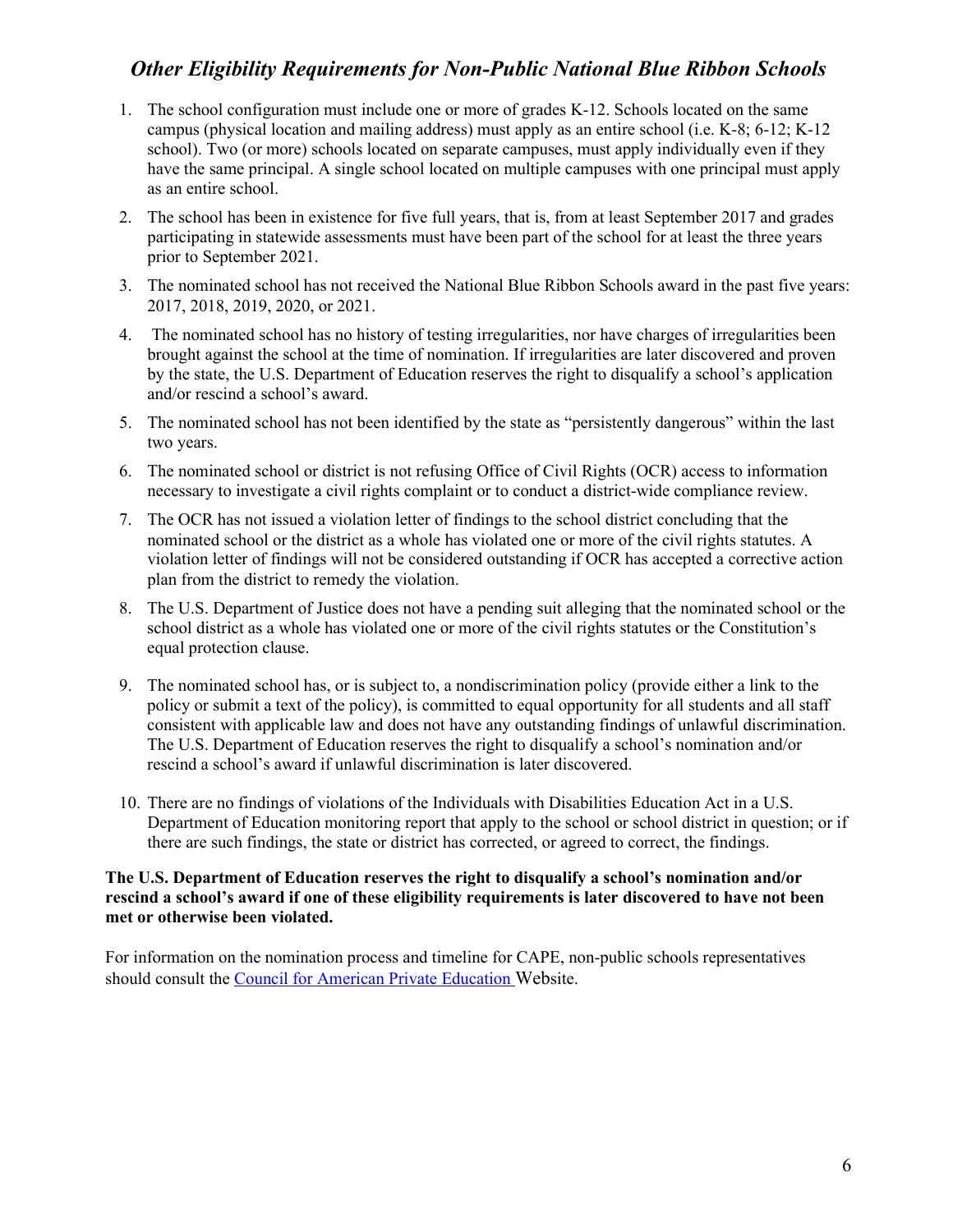## *Other Eligibility Requirements for Non-Public National Blue Ribbon Schools*

1. The school configuration must include one or more of grades K-12. Schools located on the same campus (physical location and mailing address) must apply as an entire school (i.e. K-8; 6-12; K-12 school). Two (or more) schools located on separate campuses, must apply individually even if they have the same principal. A single school located on multiple campuses with one principal must apply as an entire school.
2. The school has been in existence for five full years, that is, from at least September 2017 and grades participating in statewide assessments must have been part of the school for at least the three years prior to September 2021.
3. The nominated school has not received the National Blue Ribbon Schools award in the past five years: 2017, 2018, 2019, 2020, or 2021.
4. The nominated school has no history of testing irregularities, nor have charges of irregularities been brought against the school at the time of nomination. If irregularities are later discovered and proven by the state, the U.S. Department of Education reserves the right to disqualify a school's application and/or rescind a school's award.
5. The nominated school has not been identified by the state as "persistently dangerous" within the last two years.
6. The nominated school or district is not refusing Office of Civil Rights (OCR) access to information necessary to investigate a civil rights complaint or to conduct a district-wide compliance review.
7. The OCR has not issued a violation letter of findings to the school district concluding that the nominated school or the district as a whole has violated one or more of the civil rights statutes. A violation letter of findings will not be considered outstanding if OCR has accepted a corrective action plan from the district to remedy the violation.
8. The U.S. Department of Justice does not have a pending suit alleging that the nominated school or the school district as a whole has violated one or more of the civil rights statutes or the Constitution's equal protection clause.
9. The nominated school has, or is subject to, a nondiscrimination policy (provide either a link to the policy or submit a text of the policy), is committed to equal opportunity for all students and all staff consistent with applicable law and does not have any outstanding findings of unlawful discrimination. The U.S. Department of Education reserves the right to disqualify a school's nomination and/or rescind a school's award if unlawful discrimination is later discovered.
10. There are no findings of violations of the Individuals with Disabilities Education Act in a U.S. Department of Education monitoring report that apply to the school or school district in question; or if there are such findings, the state or district has corrected, or agreed to correct, the findings.

**The U.S. Department of Education reserves the right to disqualify a school's nomination and/or rescind a school's award if one of these eligibility requirements is later discovered to have not been met or otherwise been violated.**

For information on the nomination process and timeline for CAPE, non-public schools representatives should consult the [Council for American Private Education](#) Website.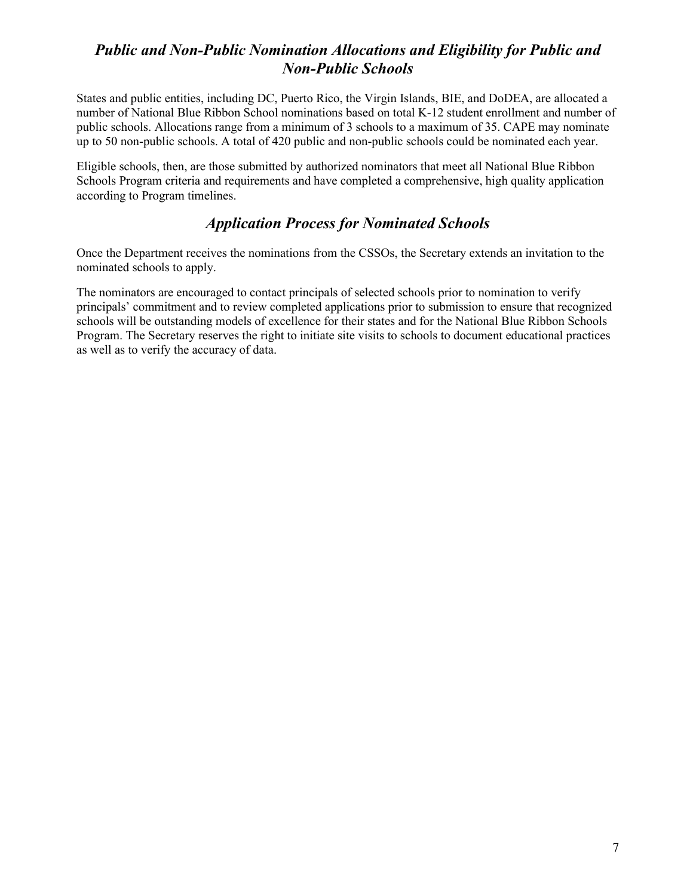## *Public and Non-Public Nomination Allocations and Eligibility for Public and Non-Public Schools*

States and public entities, including DC, Puerto Rico, the Virgin Islands, BIE, and DoDEA, are allocated a number of National Blue Ribbon School nominations based on total K-12 student enrollment and number of public schools. Allocations range from a minimum of 3 schools to a maximum of 35. CAPE may nominate up to 50 non-public schools. A total of 420 public and non-public schools could be nominated each year.

Eligible schools, then, are those submitted by authorized nominators that meet all National Blue Ribbon Schools Program criteria and requirements and have completed a comprehensive, high quality application according to Program timelines.

## *Application Process for Nominated Schools*

Once the Department receives the nominations from the CSSOs, the Secretary extends an invitation to the nominated schools to apply.

The nominators are encouraged to contact principals of selected schools prior to nomination to verify principals' commitment and to review completed applications prior to submission to ensure that recognized schools will be outstanding models of excellence for their states and for the National Blue Ribbon Schools Program. The Secretary reserves the right to initiate site visits to schools to document educational practices as well as to verify the accuracy of data.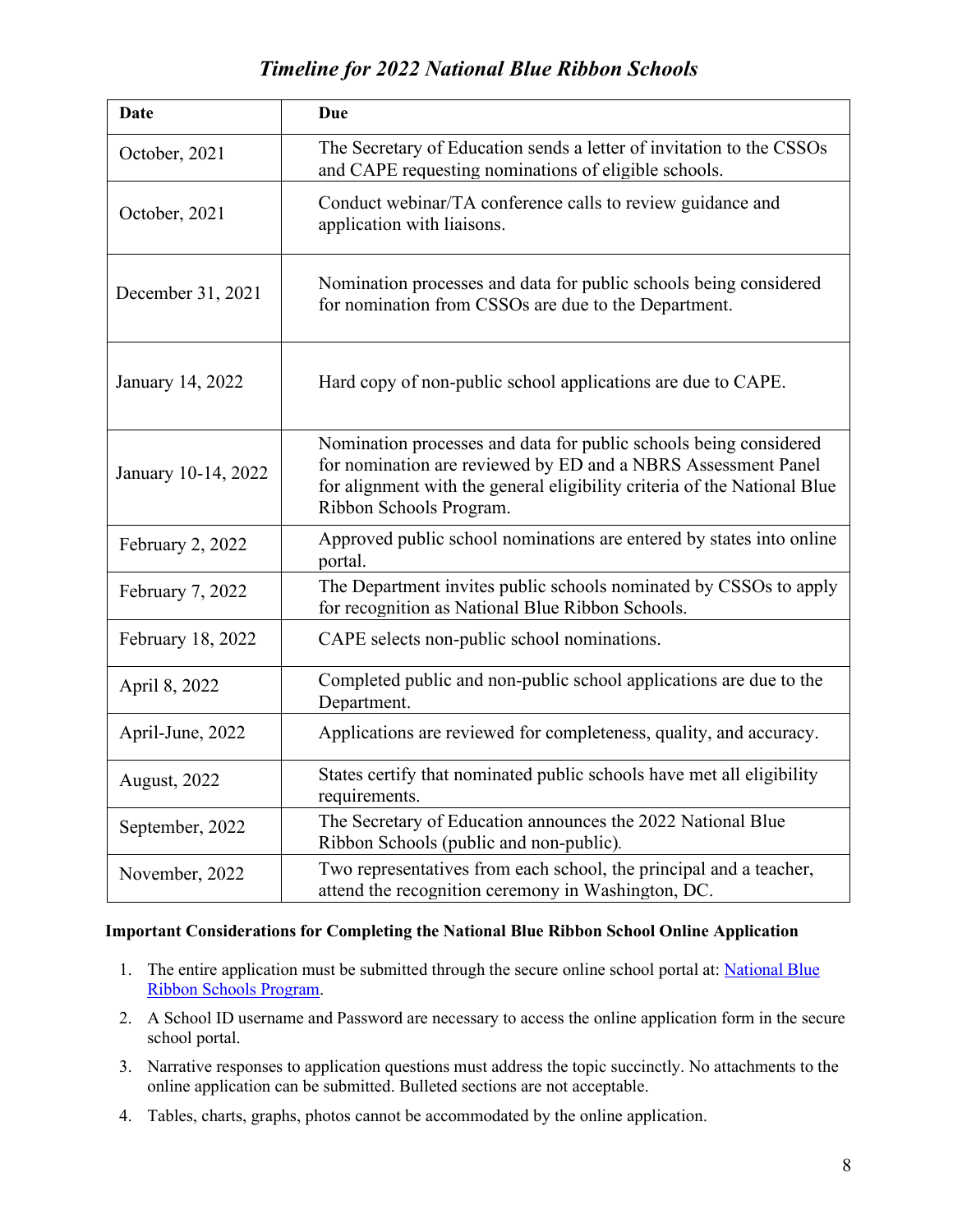## *Timeline for 2022 National Blue Ribbon Schools*

| Date | Due |
|---|---|
| October, 2021 | The Secretary of Education sends a letter of invitation to the CSSOs and CAPE requesting nominations of eligible schools. |
| October, 2021 | Conduct webinar/TA conference calls to review guidance and application with liaisons. |
| December 31, 2021 | Nomination processes and data for public schools being considered for nomination from CSSOs are due to the Department. |
| January 14, 2022 | Hard copy of non-public school applications are due to CAPE. |
| January 10-14, 2022 | Nomination processes and data for public schools being considered for nomination are reviewed by ED and a NBRS Assessment Panel for alignment with the general eligibility criteria of the National Blue Ribbon Schools Program. |
| February 2, 2022 | Approved public school nominations are entered by states into online portal. |
| February 7, 2022 | The Department invites public schools nominated by CSSOs to apply for recognition as National Blue Ribbon Schools. |
| February 18, 2022 | CAPE selects non-public school nominations. |
| April 8, 2022 | Completed public and non-public school applications are due to the Department. |
| April-June, 2022 | Applications are reviewed for completeness, quality, and accuracy. |
| August, 2022 | States certify that nominated public schools have met all eligibility requirements. |
| September, 2022 | The Secretary of Education announces the 2022 National Blue Ribbon Schools (public and non-public). |
| November, 2022 | Two representatives from each school, the principal and a teacher, attend the recognition ceremony in Washington, DC. |

**Important Considerations for Completing the National Blue Ribbon School Online Application**

1. The entire application must be submitted through the secure online school portal at: National Blue Ribbon Schools Program.
2. A School ID username and Password are necessary to access the online application form in the secure school portal.
3. Narrative responses to application questions must address the topic succinctly. No attachments to the online application can be submitted. Bulleted sections are not acceptable.
4. Tables, charts, graphs, photos cannot be accommodated by the online application.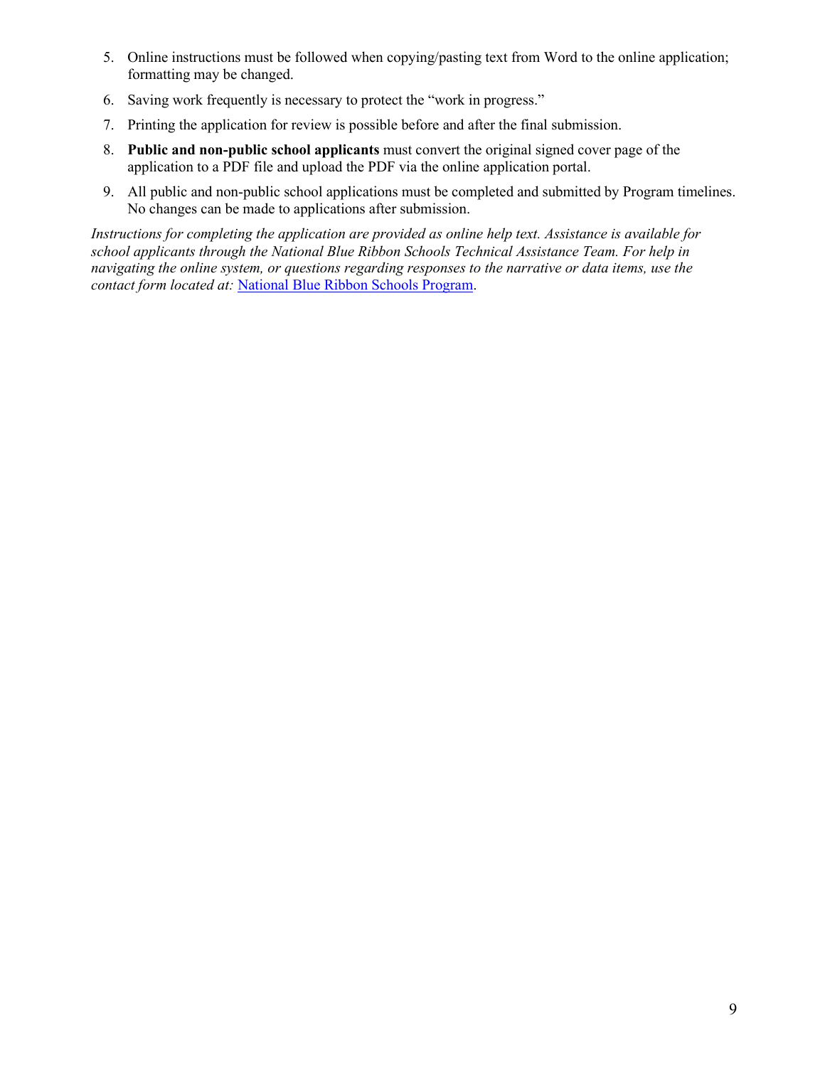5. Online instructions must be followed when copying/pasting text from Word to the online application; formatting may be changed.
6. Saving work frequently is necessary to protect the "work in progress."
7. Printing the application for review is possible before and after the final submission.
8. **Public and non-public school applicants** must convert the original signed cover page of the application to a PDF file and upload the PDF via the online application portal.
9. All public and non-public school applications must be completed and submitted by Program timelines. No changes can be made to applications after submission.

*Instructions for completing the application are provided as online help text. Assistance is available for school applicants through the National Blue Ribbon Schools Technical Assistance Team. For help in navigating the online system, or questions regarding responses to the narrative or data items, use the contact form located at:* National Blue Ribbon Schools Program.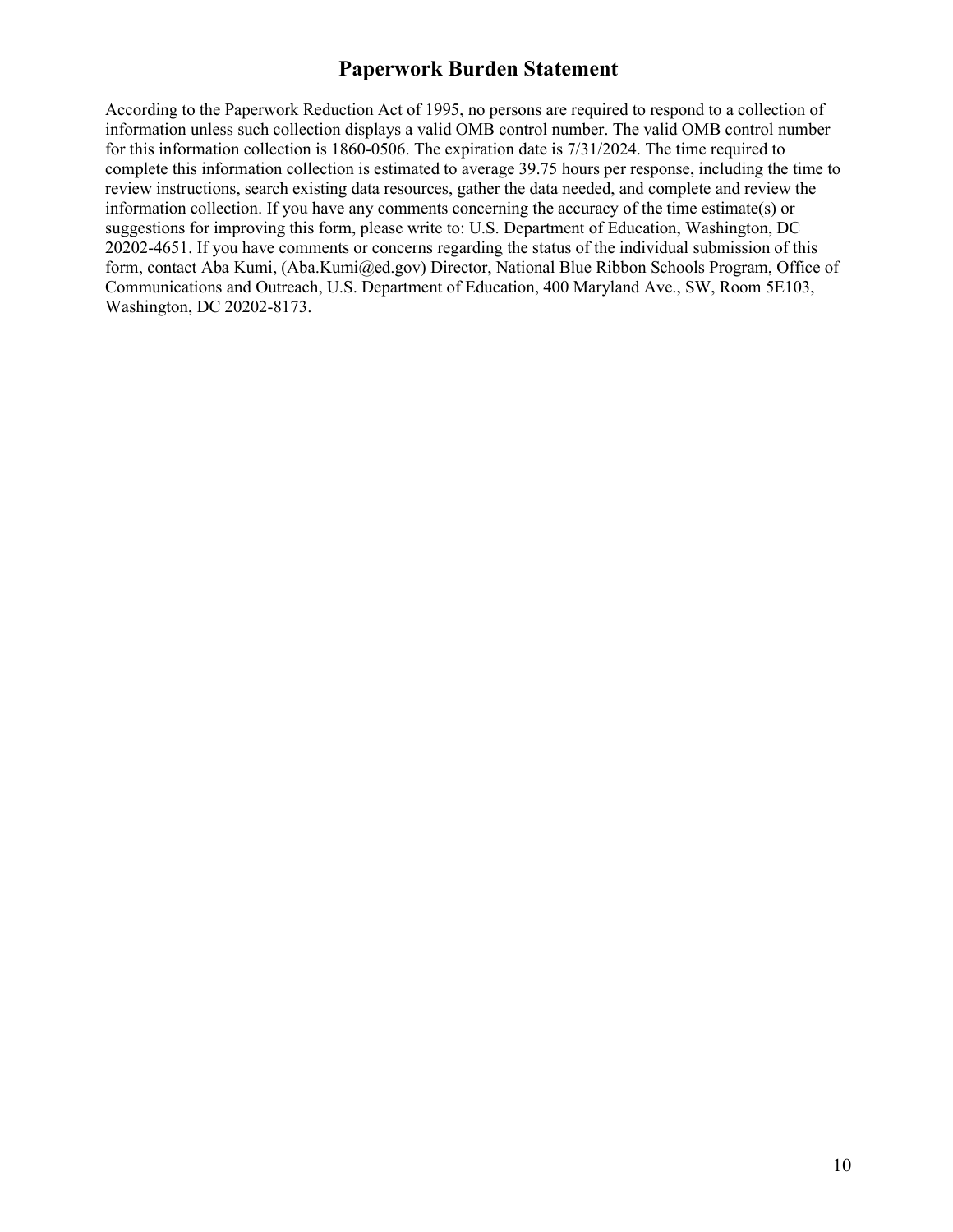# Paperwork Burden Statement

According to the Paperwork Reduction Act of 1995, no persons are required to respond to a collection of information unless such collection displays a valid OMB control number. The valid OMB control number for this information collection is 1860-0506. The expiration date is 7/31/2024. The time required to complete this information collection is estimated to average 39.75 hours per response, including the time to review instructions, search existing data resources, gather the data needed, and complete and review the information collection. If you have any comments concerning the accuracy of the time estimate(s) or suggestions for improving this form, please write to: U.S. Department of Education, Washington, DC 20202-4651. If you have comments or concerns regarding the status of the individual submission of this form, contact Aba Kumi, (Aba.Kumi@ed.gov) Director, National Blue Ribbon Schools Program, Office of Communications and Outreach, U.S. Department of Education, 400 Maryland Ave., SW, Room 5E103, Washington, DC 20202-8173.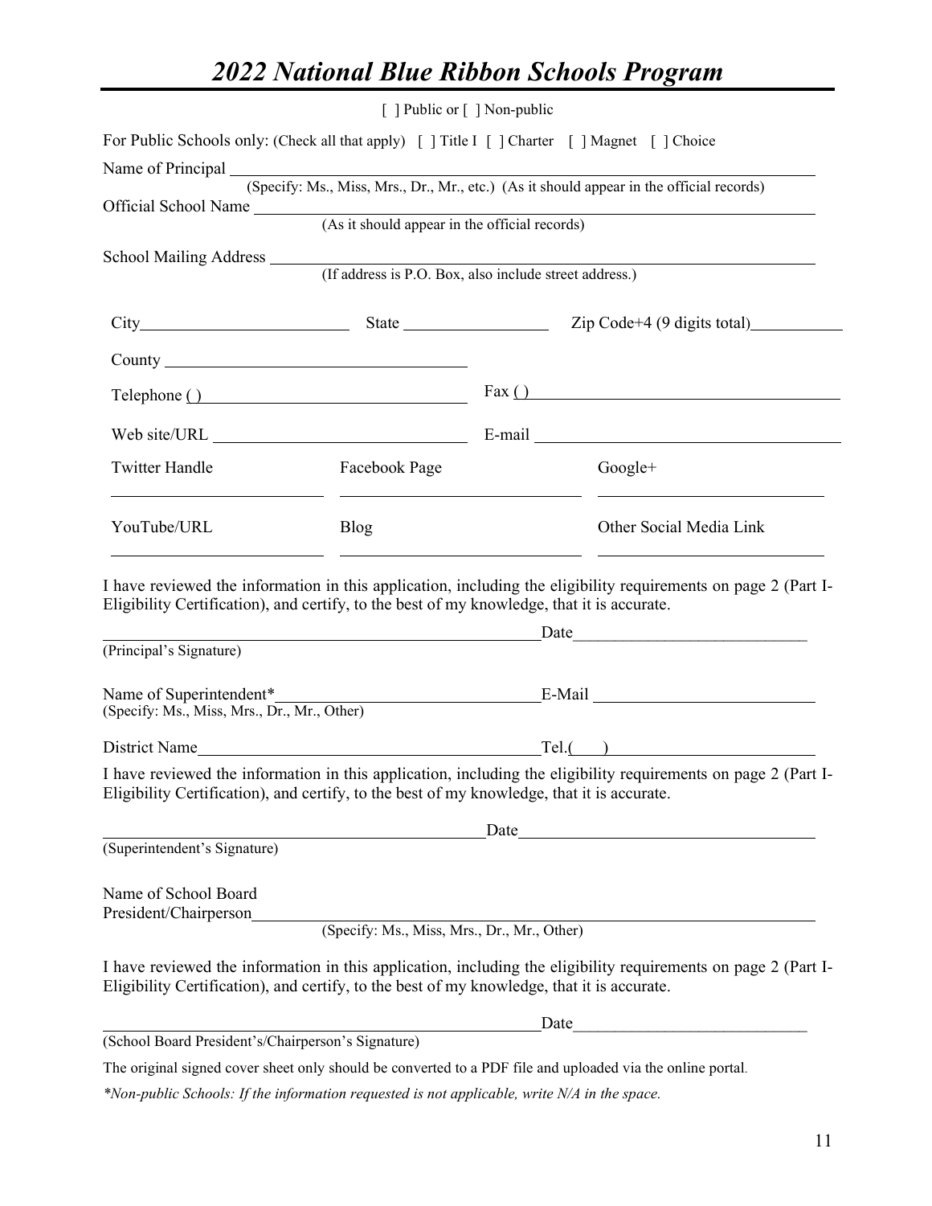# *2022 National Blue Ribbon Schools Program*

[ ] Public or [ ] Non-public

For Public Schools only: (Check all that apply) [ ] Title I [ ] Charter [ ] Magnet [ ] Choice

Name of Principal ______________________________________________________________
(Specify: Ms., Miss, Mrs., Dr., Mr., etc.) (As it should appear in the official records)

Official School Name ___________________________________________________________
(As it should appear in the official records)

School Mailing Address _________________________________________________________
(If address is P.O. Box, also include street address.)

City________________________ State __________________ Zip Code+4 (9 digits total)___________

County ____________________________________

Telephone ( ) ______________________________ Fax ( ) ______________________________________

Web site/URL ______________________________ E-mail ____________________________________

| Twitter Handle | Facebook Page | Google+ |
|---|---|---|
| ______________________ | ______________________ | ______________________ |
| YouTube/URL | Blog | Other Social Media Link |
| ______________________ | ______________________ | ______________________ |

I have reviewed the information in this application, including the eligibility requirements on page 2 (Part I-Eligibility Certification), and certify, to the best of my knowledge, that it is accurate.

_______________________________________________ Date_____________________________
(Principal's Signature)

Name of Superintendent*_____________________________ E-Mail ___________________________
(Specify: Ms., Miss, Mrs., Dr., Mr., Other)

District Name__________________________________________ Tel.( ) ________________________

I have reviewed the information in this application, including the eligibility requirements on page 2 (Part I-Eligibility Certification), and certify, to the best of my knowledge, that it is accurate.

_______________________________________________ Date_____________________________
(Superintendent's Signature)

Name of School Board
President/Chairperson_______________________________________________________________
(Specify: Ms., Miss, Mrs., Dr., Mr., Other)

I have reviewed the information in this application, including the eligibility requirements on page 2 (Part I-Eligibility Certification), and certify, to the best of my knowledge, that it is accurate.

_______________________________________________ Date_____________________________
(School Board President's/Chairperson's Signature)

The original signed cover sheet only should be converted to a PDF file and uploaded via the online portal.

*\*Non-public Schools: If the information requested is not applicable, write N/A in the space.*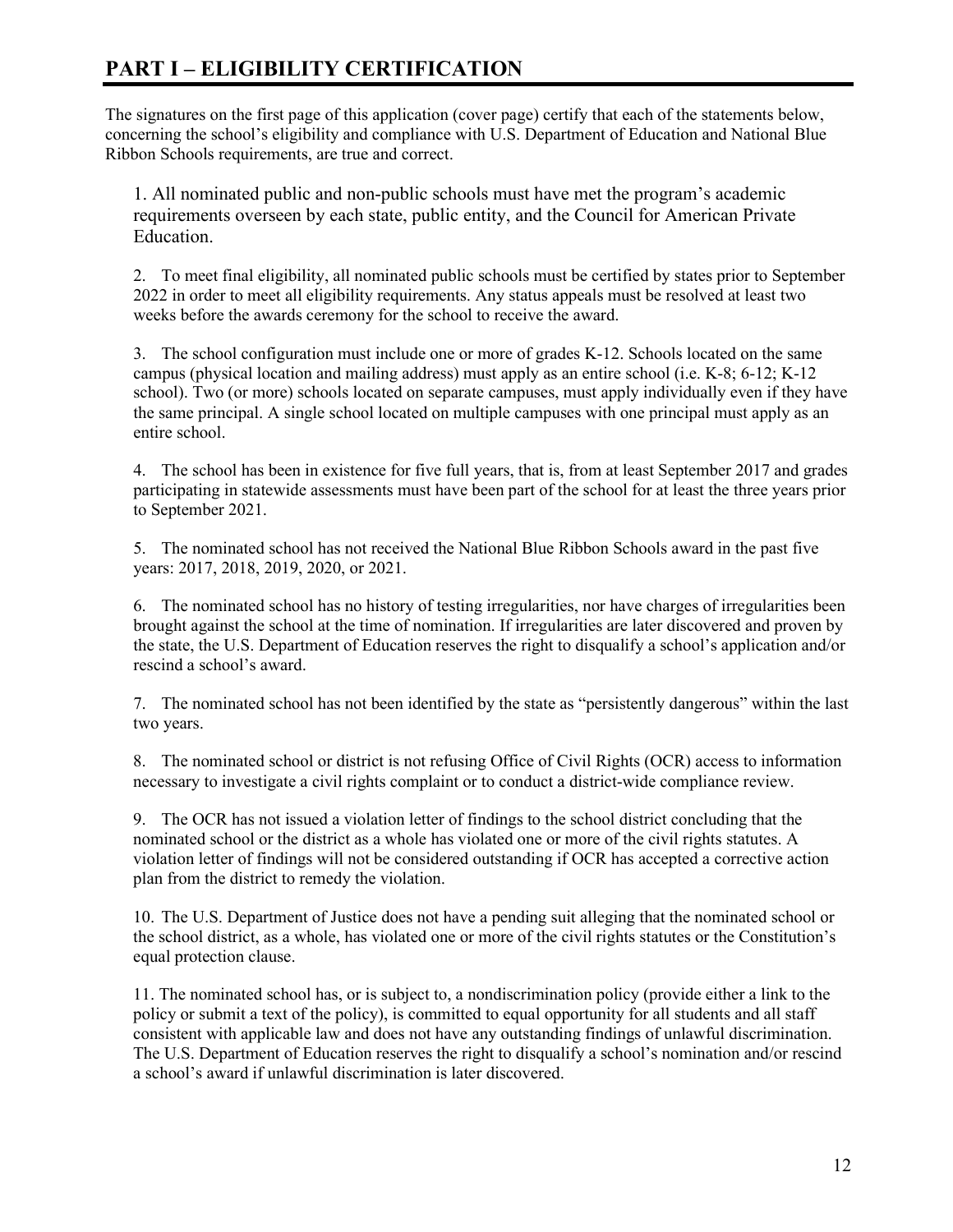# PART I – ELIGIBILITY CERTIFICATION

The signatures on the first page of this application (cover page) certify that each of the statements below, concerning the school's eligibility and compliance with U.S. Department of Education and National Blue Ribbon Schools requirements, are true and correct.

1. All nominated public and non-public schools must have met the program's academic requirements overseen by each state, public entity, and the Council for American Private Education.

2. To meet final eligibility, all nominated public schools must be certified by states prior to September 2022 in order to meet all eligibility requirements. Any status appeals must be resolved at least two weeks before the awards ceremony for the school to receive the award.

3. The school configuration must include one or more of grades K-12. Schools located on the same campus (physical location and mailing address) must apply as an entire school (i.e. K-8; 6-12; K-12 school). Two (or more) schools located on separate campuses, must apply individually even if they have the same principal. A single school located on multiple campuses with one principal must apply as an entire school.

4. The school has been in existence for five full years, that is, from at least September 2017 and grades participating in statewide assessments must have been part of the school for at least the three years prior to September 2021.

5. The nominated school has not received the National Blue Ribbon Schools award in the past five years: 2017, 2018, 2019, 2020, or 2021.

6. The nominated school has no history of testing irregularities, nor have charges of irregularities been brought against the school at the time of nomination. If irregularities are later discovered and proven by the state, the U.S. Department of Education reserves the right to disqualify a school's application and/or rescind a school's award.

7. The nominated school has not been identified by the state as "persistently dangerous" within the last two years.

8. The nominated school or district is not refusing Office of Civil Rights (OCR) access to information necessary to investigate a civil rights complaint or to conduct a district-wide compliance review.

9. The OCR has not issued a violation letter of findings to the school district concluding that the nominated school or the district as a whole has violated one or more of the civil rights statutes. A violation letter of findings will not be considered outstanding if OCR has accepted a corrective action plan from the district to remedy the violation.

10. The U.S. Department of Justice does not have a pending suit alleging that the nominated school or the school district, as a whole, has violated one or more of the civil rights statutes or the Constitution's equal protection clause.

11. The nominated school has, or is subject to, a nondiscrimination policy (provide either a link to the policy or submit a text of the policy), is committed to equal opportunity for all students and all staff consistent with applicable law and does not have any outstanding findings of unlawful discrimination. The U.S. Department of Education reserves the right to disqualify a school's nomination and/or rescind a school's award if unlawful discrimination is later discovered.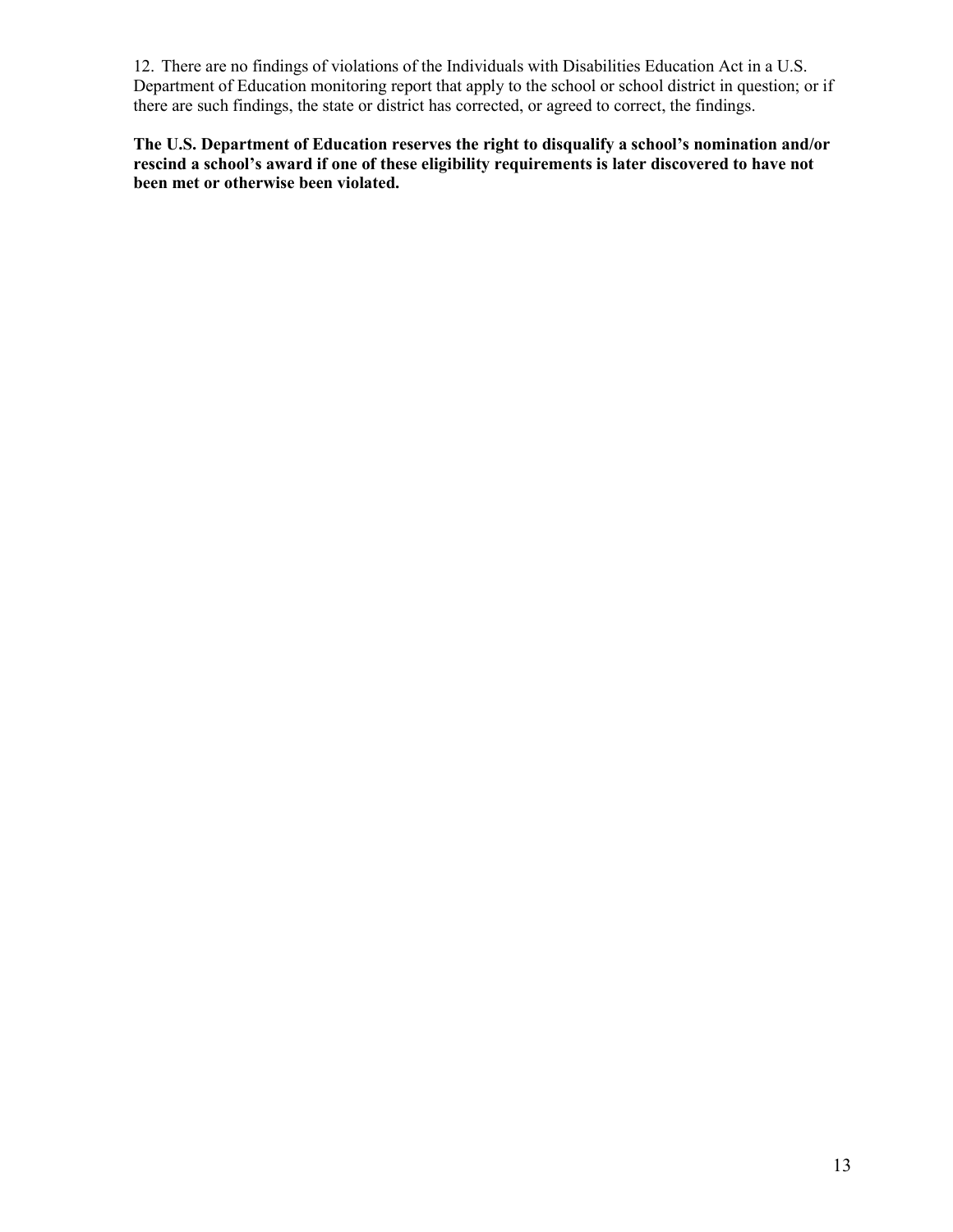12. There are no findings of violations of the Individuals with Disabilities Education Act in a U.S. Department of Education monitoring report that apply to the school or school district in question; or if there are such findings, the state or district has corrected, or agreed to correct, the findings.

**The U.S. Department of Education reserves the right to disqualify a school's nomination and/or rescind a school's award if one of these eligibility requirements is later discovered to have not been met or otherwise been violated.**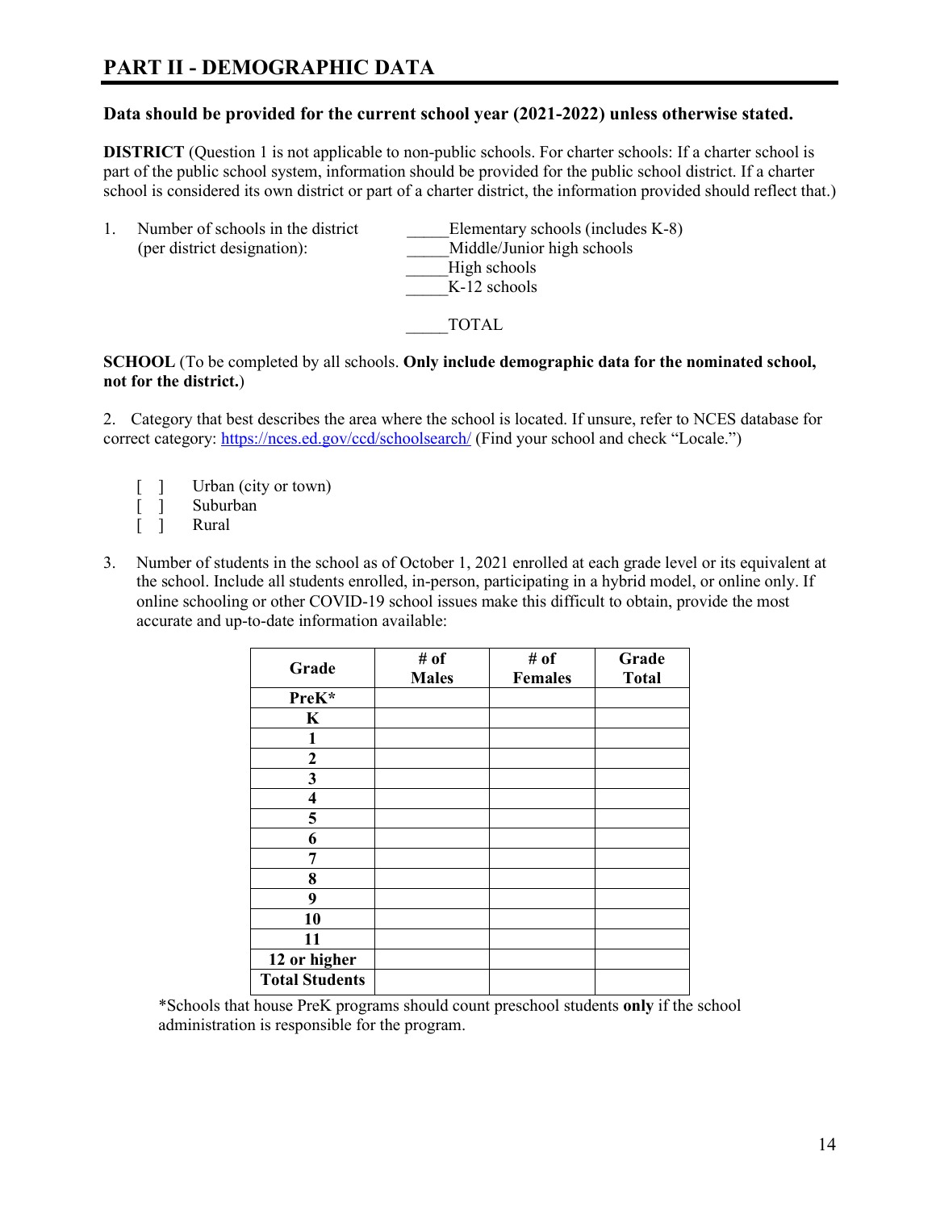## PART II - DEMOGRAPHIC DATA

**Data should be provided for the current school year (2021-2022) unless otherwise stated.**

**DISTRICT** (Question 1 is not applicable to non-public schools. For charter schools: If a charter school is part of the public school system, information should be provided for the public school district. If a charter school is considered its own district or part of a charter district, the information provided should reflect that.)

1. Number of schools in the district (per district designation):

   _____Elementary schools (includes K-8)
   _____Middle/Junior high schools
   _____High schools
   _____K-12 schools

   _____TOTAL

**SCHOOL** (To be completed by all schools. **Only include demographic data for the nominated school, not for the district.**)

2. Category that best describes the area where the school is located. If unsure, refer to NCES database for correct category: https://nces.ed.gov/ccd/schoolsearch/ (Find your school and check "Locale.")

   [ ] Urban (city or town)
   [ ] Suburban
   [ ] Rural

3. Number of students in the school as of October 1, 2021 enrolled at each grade level or its equivalent at the school. Include all students enrolled, in-person, participating in a hybrid model, or online only. If online schooling or other COVID-19 school issues make this difficult to obtain, provide the most accurate and up-to-date information available:

| Grade | # of Males | # of Females | Grade Total |
|---|---|---|---|
| **PreK*** | | | |
| **K** | | | |
| **1** | | | |
| **2** | | | |
| **3** | | | |
| **4** | | | |
| **5** | | | |
| **6** | | | |
| **7** | | | |
| **8** | | | |
| **9** | | | |
| **10** | | | |
| **11** | | | |
| **12 or higher** | | | |
| **Total Students** | | | |

*Schools that house PreK programs should count preschool students **only** if the school administration is responsible for the program.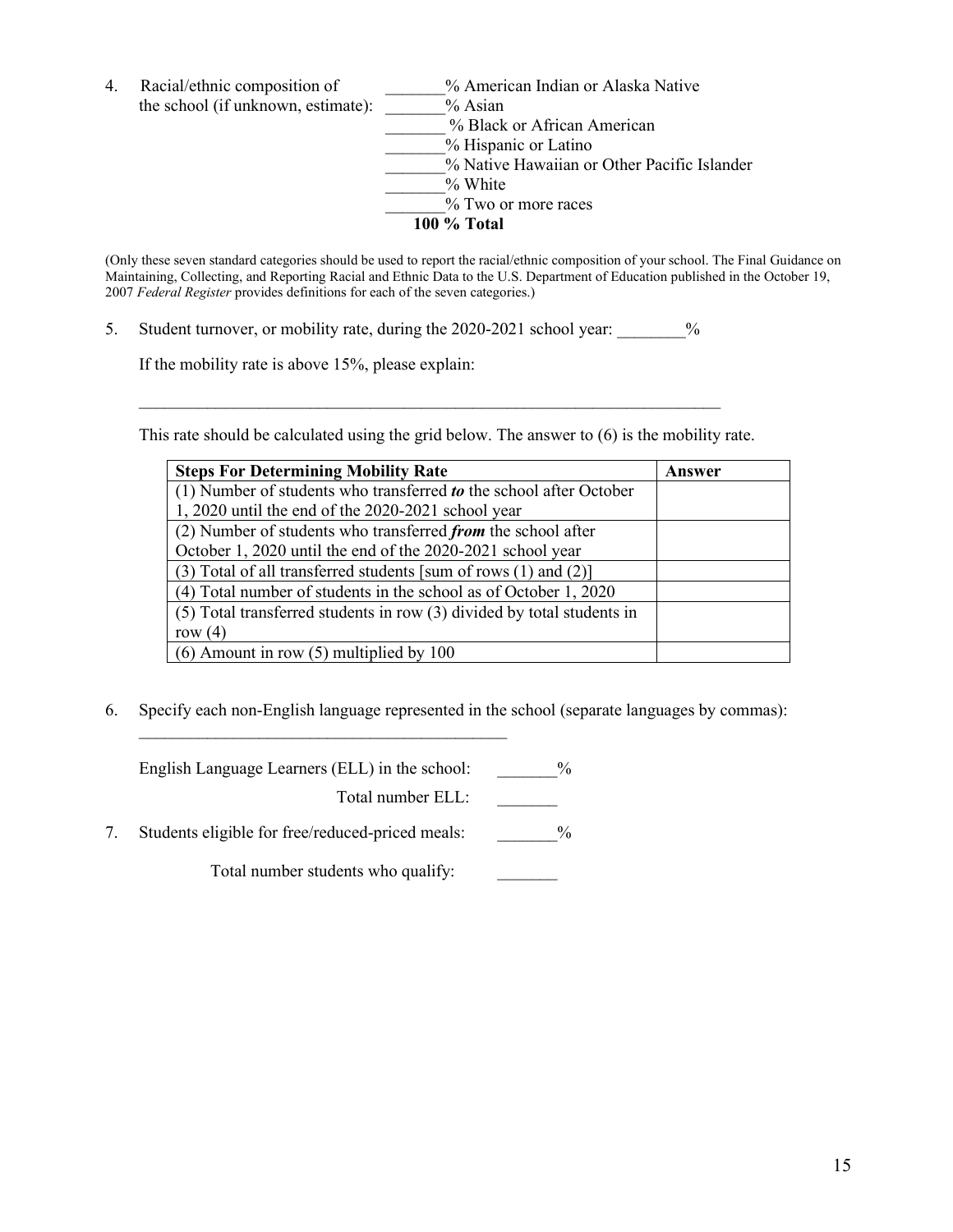4. Racial/ethnic composition of the school (if unknown, estimate):

_______% American Indian or Alaska Native
_______% Asian
_______ % Black or African American
_______% Hispanic or Latino
_______% Native Hawaiian or Other Pacific Islander
_______% White
_______% Two or more races
**100 % Total**

(Only these seven standard categories should be used to report the racial/ethnic composition of your school. The Final Guidance on Maintaining, Collecting, and Reporting Racial and Ethnic Data to the U.S. Department of Education published in the October 19, 2007 *Federal Register* provides definitions for each of the seven categories.)

5. Student turnover, or mobility rate, during the 2020-2021 school year: ________%

   If the mobility rate is above 15%, please explain:

   ________________________________________________________________________

   This rate should be calculated using the grid below. The answer to (6) is the mobility rate.

| Steps For Determining Mobility Rate | Answer |
|---|---|
| (1) Number of students who transferred ***to*** the school after October 1, 2020 until the end of the 2020-2021 school year | |
| (2) Number of students who transferred ***from*** the school after October 1, 2020 until the end of the 2020-2021 school year | |
| (3) Total of all transferred students [sum of rows (1) and (2)] | |
| (4) Total number of students in the school as of October 1, 2020 | |
| (5) Total transferred students in row (3) divided by total students in row (4) | |
| (6) Amount in row (5) multiplied by 100 | |

6. Specify each non-English language represented in the school (separate languages by commas):

   _____________________________________________

   English Language Learners (ELL) in the school: _______%

   Total number ELL: _______

7. Students eligible for free/reduced-priced meals: _______%

   Total number students who qualify: _______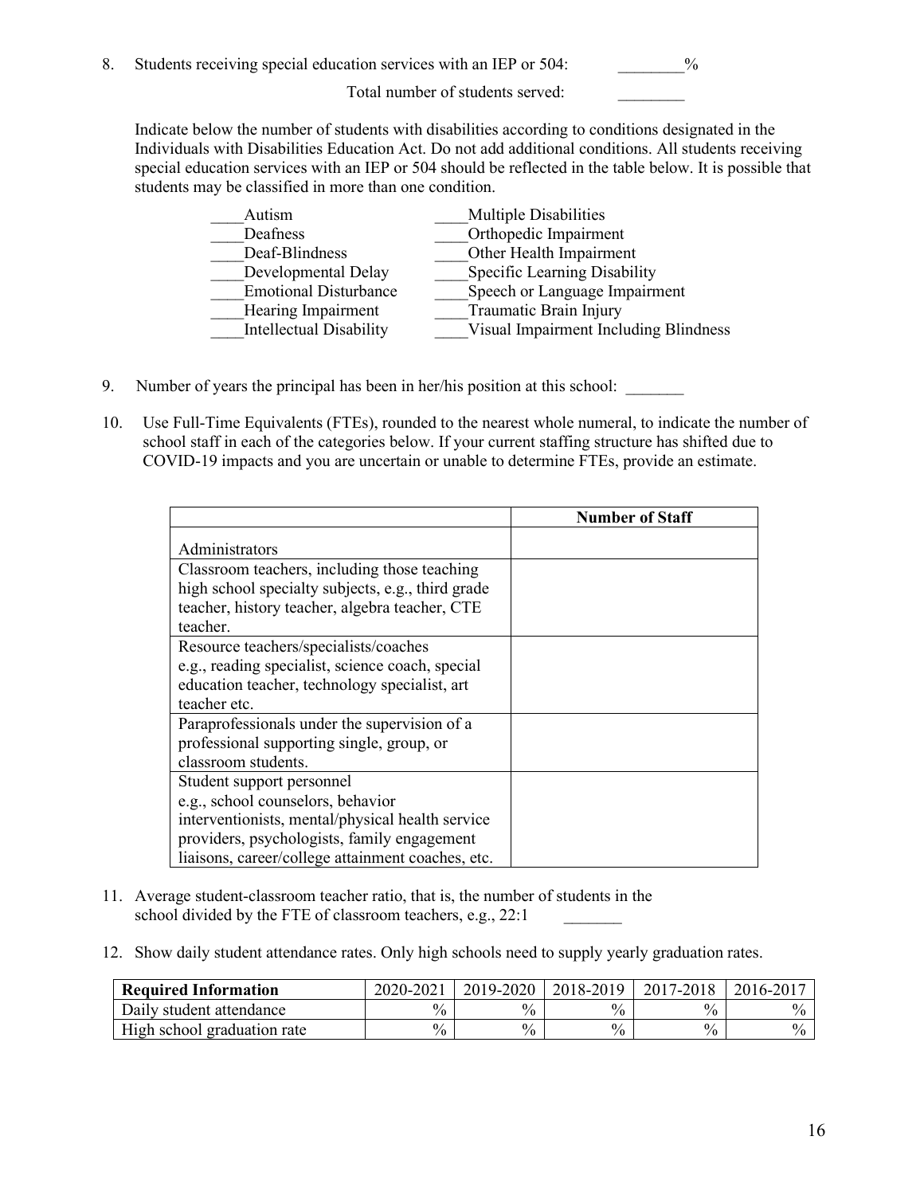8. Students receiving special education services with an IEP or 504: ________%

   Total number of students served: ________

   Indicate below the number of students with disabilities according to conditions designated in the Individuals with Disabilities Education Act. Do not add additional conditions. All students receiving special education services with an IEP or 504 should be reflected in the table below. It is possible that students may be classified in more than one condition.

   ____Autism
   ____Deafness
   ____Deaf-Blindness
   ____Developmental Delay
   ____Emotional Disturbance
   ____Hearing Impairment
   ____Intellectual Disability
   ____Multiple Disabilities
   ____Orthopedic Impairment
   ____Other Health Impairment
   ____Specific Learning Disability
   ____Speech or Language Impairment
   ____Traumatic Brain Injury
   ____Visual Impairment Including Blindness

9. Number of years the principal has been in her/his position at this school: _______

10. Use Full-Time Equivalents (FTEs), rounded to the nearest whole numeral, to indicate the number of school staff in each of the categories below. If your current staffing structure has shifted due to COVID-19 impacts and you are uncertain or unable to determine FTEs, provide an estimate.

| | **Number of Staff** |
|---|---|
| Administrators | |
| Classroom teachers, including those teaching high school specialty subjects, e.g., third grade teacher, history teacher, algebra teacher, CTE teacher. | |
| Resource teachers/specialists/coaches e.g., reading specialist, science coach, special education teacher, technology specialist, art teacher etc. | |
| Paraprofessionals under the supervision of a professional supporting single, group, or classroom students. | |
| Student support personnel e.g., school counselors, behavior interventionists, mental/physical health service providers, psychologists, family engagement liaisons, career/college attainment coaches, etc. | |

11. Average student-classroom teacher ratio, that is, the number of students in the school divided by the FTE of classroom teachers, e.g., 22:1 _______

12. Show daily student attendance rates. Only high schools need to supply yearly graduation rates.

| **Required Information** | 2020-2021 | 2019-2020 | 2018-2019 | 2017-2018 | 2016-2017 |
|---|---|---|---|---|---|
| Daily student attendance | % | % | % | % | % |
| High school graduation rate | % | % | % | % | % |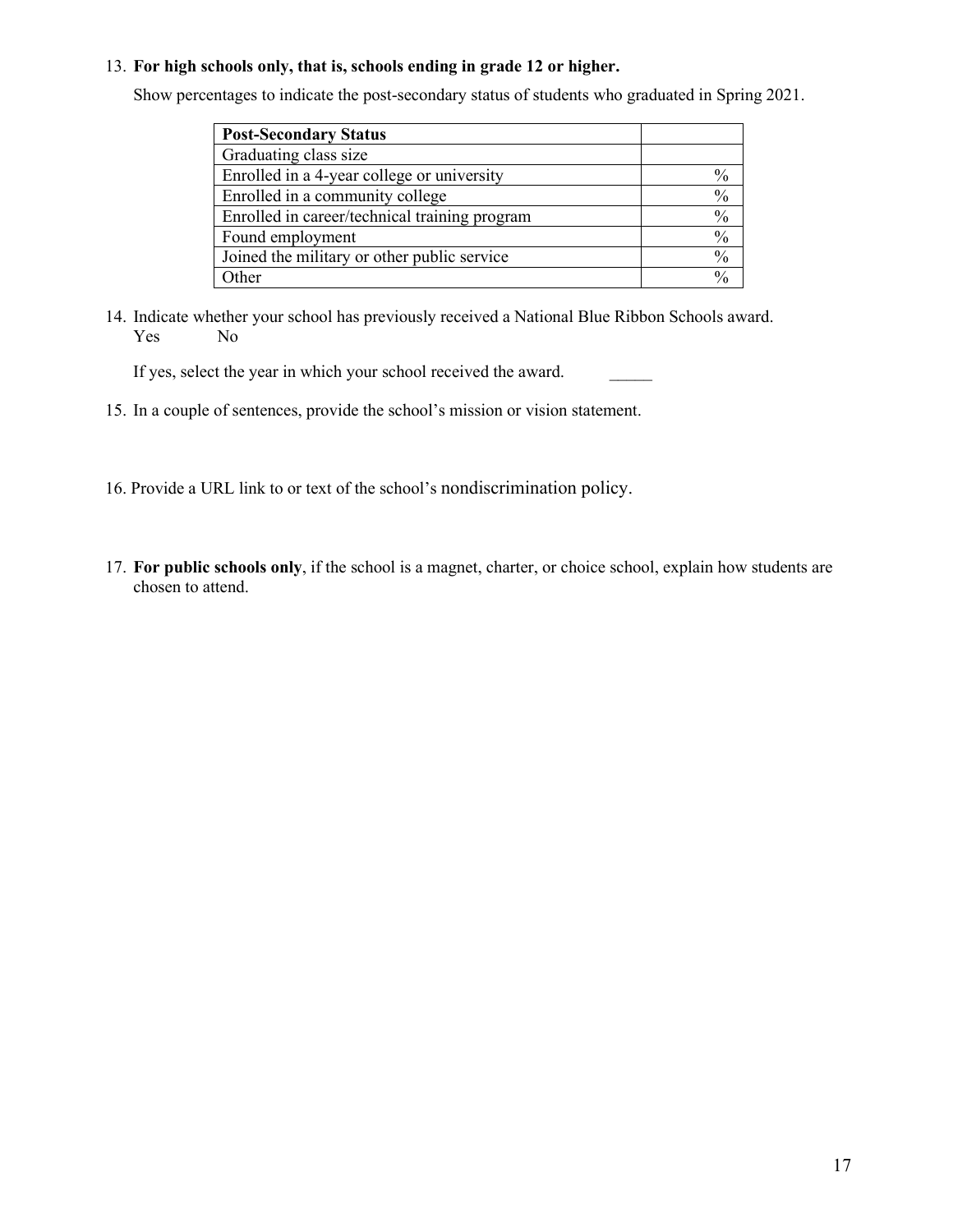13. **For high schools only, that is, schools ending in grade 12 or higher.**

    Show percentages to indicate the post-secondary status of students who graduated in Spring 2021.

| **Post-Secondary Status** | |
|---|---|
| Graduating class size | |
| Enrolled in a 4-year college or university | % |
| Enrolled in a community college | % |
| Enrolled in career/technical training program | % |
| Found employment | % |
| Joined the military or other public service | % |
| Other | % |

14. Indicate whether your school has previously received a National Blue Ribbon Schools award.
    Yes No

    If yes, select the year in which your school received the award. _____

15. In a couple of sentences, provide the school's mission or vision statement.

16. Provide a URL link to or text of the school's nondiscrimination policy.

17. **For public schools only**, if the school is a magnet, charter, or choice school, explain how students are chosen to attend.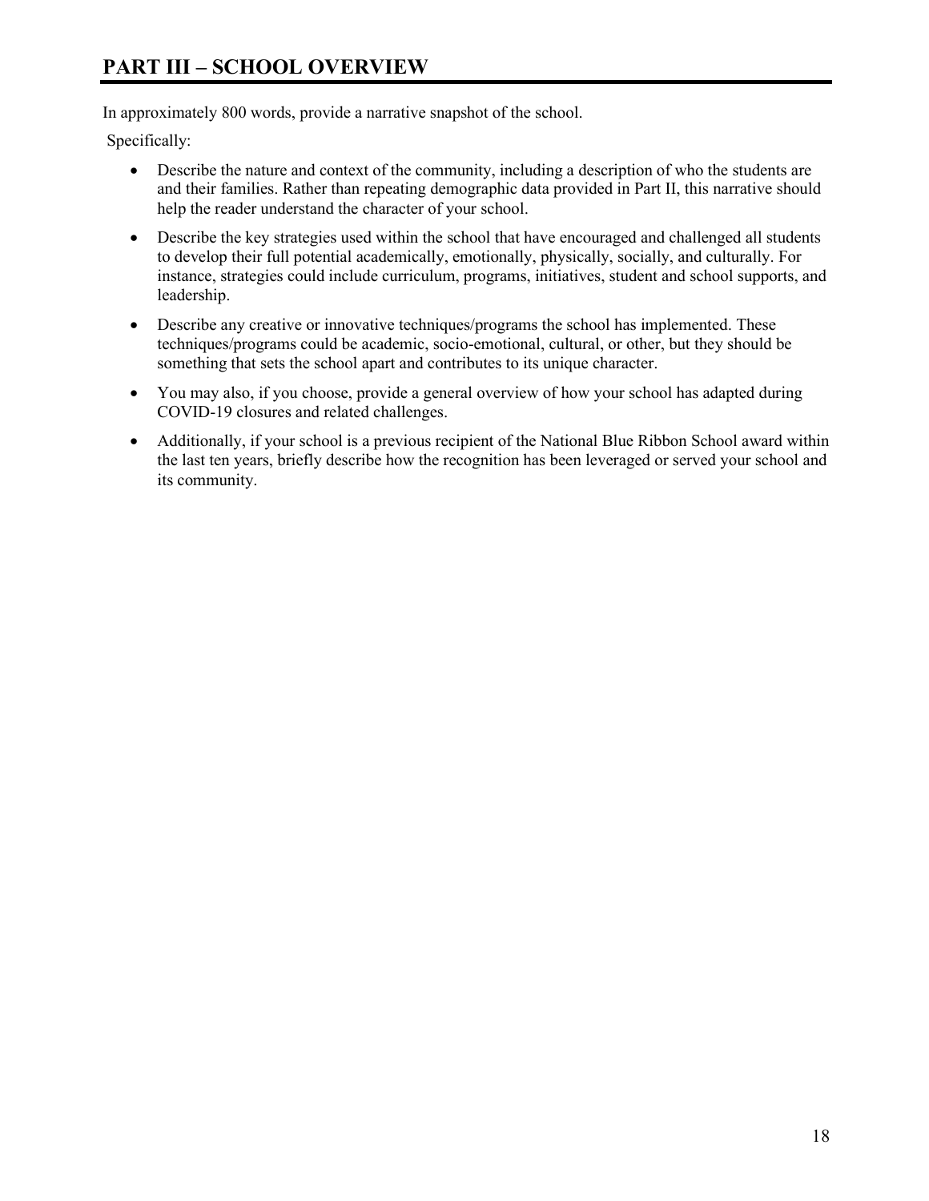# PART III – SCHOOL OVERVIEW

In approximately 800 words, provide a narrative snapshot of the school.

Specifically:

- Describe the nature and context of the community, including a description of who the students are and their families. Rather than repeating demographic data provided in Part II, this narrative should help the reader understand the character of your school.
- Describe the key strategies used within the school that have encouraged and challenged all students to develop their full potential academically, emotionally, physically, socially, and culturally. For instance, strategies could include curriculum, programs, initiatives, student and school supports, and leadership.
- Describe any creative or innovative techniques/programs the school has implemented. These techniques/programs could be academic, socio-emotional, cultural, or other, but they should be something that sets the school apart and contributes to its unique character.
- You may also, if you choose, provide a general overview of how your school has adapted during COVID-19 closures and related challenges.
- Additionally, if your school is a previous recipient of the National Blue Ribbon School award within the last ten years, briefly describe how the recognition has been leveraged or served your school and its community.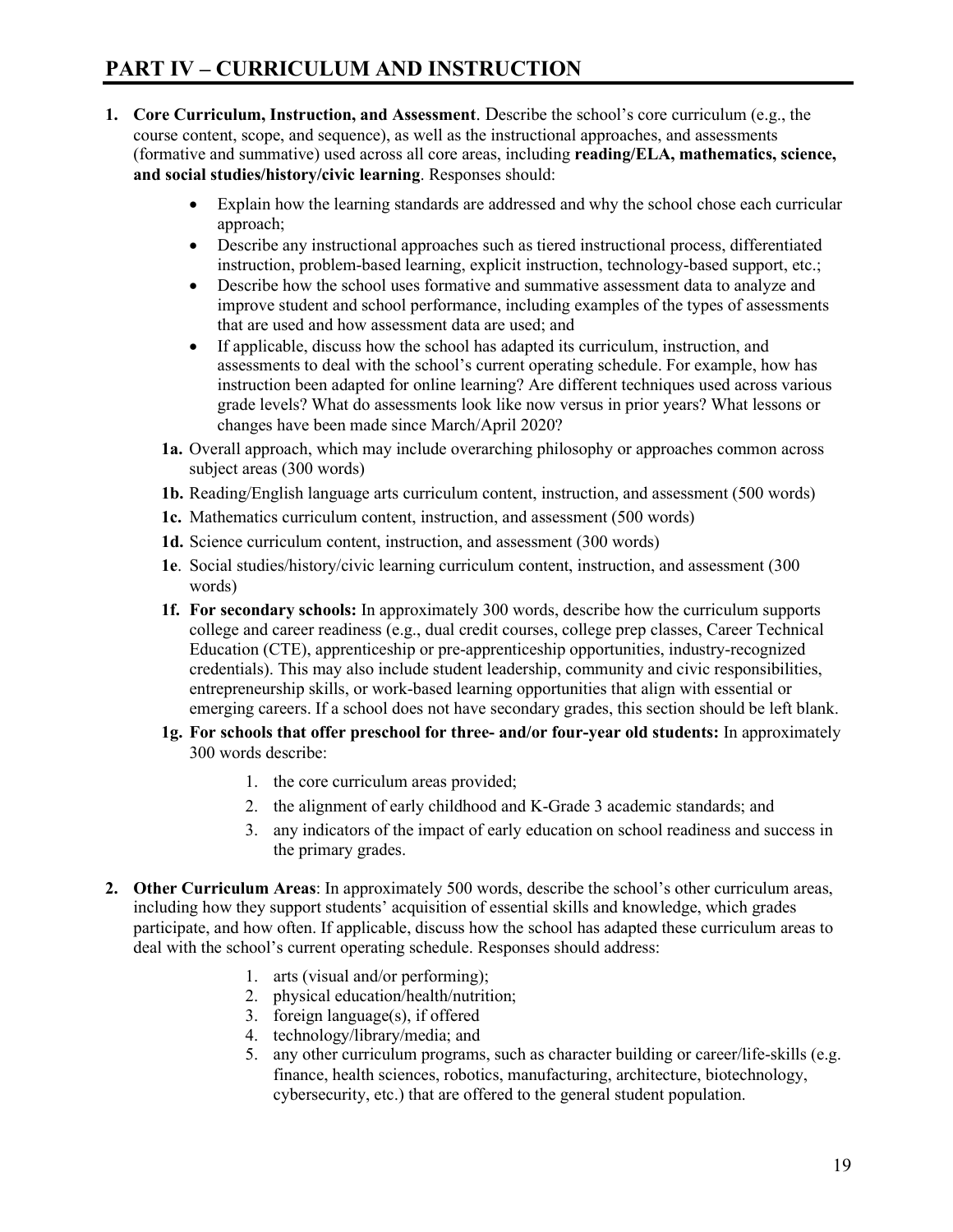# PART IV – CURRICULUM AND INSTRUCTION

1. **Core Curriculum, Instruction, and Assessment**. Describe the school's core curriculum (e.g., the course content, scope, and sequence), as well as the instructional approaches, and assessments (formative and summative) used across all core areas, including **reading/ELA, mathematics, science, and social studies/history/civic learning**. Responses should:

    - Explain how the learning standards are addressed and why the school chose each curricular approach;
    - Describe any instructional approaches such as tiered instructional process, differentiated instruction, problem-based learning, explicit instruction, technology-based support, etc.;
    - Describe how the school uses formative and summative assessment data to analyze and improve student and school performance, including examples of the types of assessments that are used and how assessment data are used; and
    - If applicable, discuss how the school has adapted its curriculum, instruction, and assessments to deal with the school's current operating schedule. For example, how has instruction been adapted for online learning? Are different techniques used across various grade levels? What do assessments look like now versus in prior years? What lessons or changes have been made since March/April 2020?

    **1a.** Overall approach, which may include overarching philosophy or approaches common across subject areas (300 words)

    **1b.** Reading/English language arts curriculum content, instruction, and assessment (500 words)

    **1c.** Mathematics curriculum content, instruction, and assessment (500 words)

    **1d.** Science curriculum content, instruction, and assessment (300 words)

    **1e**. Social studies/history/civic learning curriculum content, instruction, and assessment (300 words)

    **1f. For secondary schools:** In approximately 300 words, describe how the curriculum supports college and career readiness (e.g., dual credit courses, college prep classes, Career Technical Education (CTE), apprenticeship or pre-apprenticeship opportunities, industry-recognized credentials). This may also include student leadership, community and civic responsibilities, entrepreneurship skills, or work-based learning opportunities that align with essential or emerging careers. If a school does not have secondary grades, this section should be left blank.

    **1g. For schools that offer preschool for three- and/or four-year old students:** In approximately 300 words describe:

    1. the core curriculum areas provided;
    2. the alignment of early childhood and K-Grade 3 academic standards; and
    3. any indicators of the impact of early education on school readiness and success in the primary grades.

2. **Other Curriculum Areas**: In approximately 500 words, describe the school's other curriculum areas, including how they support students' acquisition of essential skills and knowledge, which grades participate, and how often. If applicable, discuss how the school has adapted these curriculum areas to deal with the school's current operating schedule. Responses should address:

    1. arts (visual and/or performing);
    2. physical education/health/nutrition;
    3. foreign language(s), if offered
    4. technology/library/media; and
    5. any other curriculum programs, such as character building or career/life-skills (e.g. finance, health sciences, robotics, manufacturing, architecture, biotechnology, cybersecurity, etc.) that are offered to the general student population.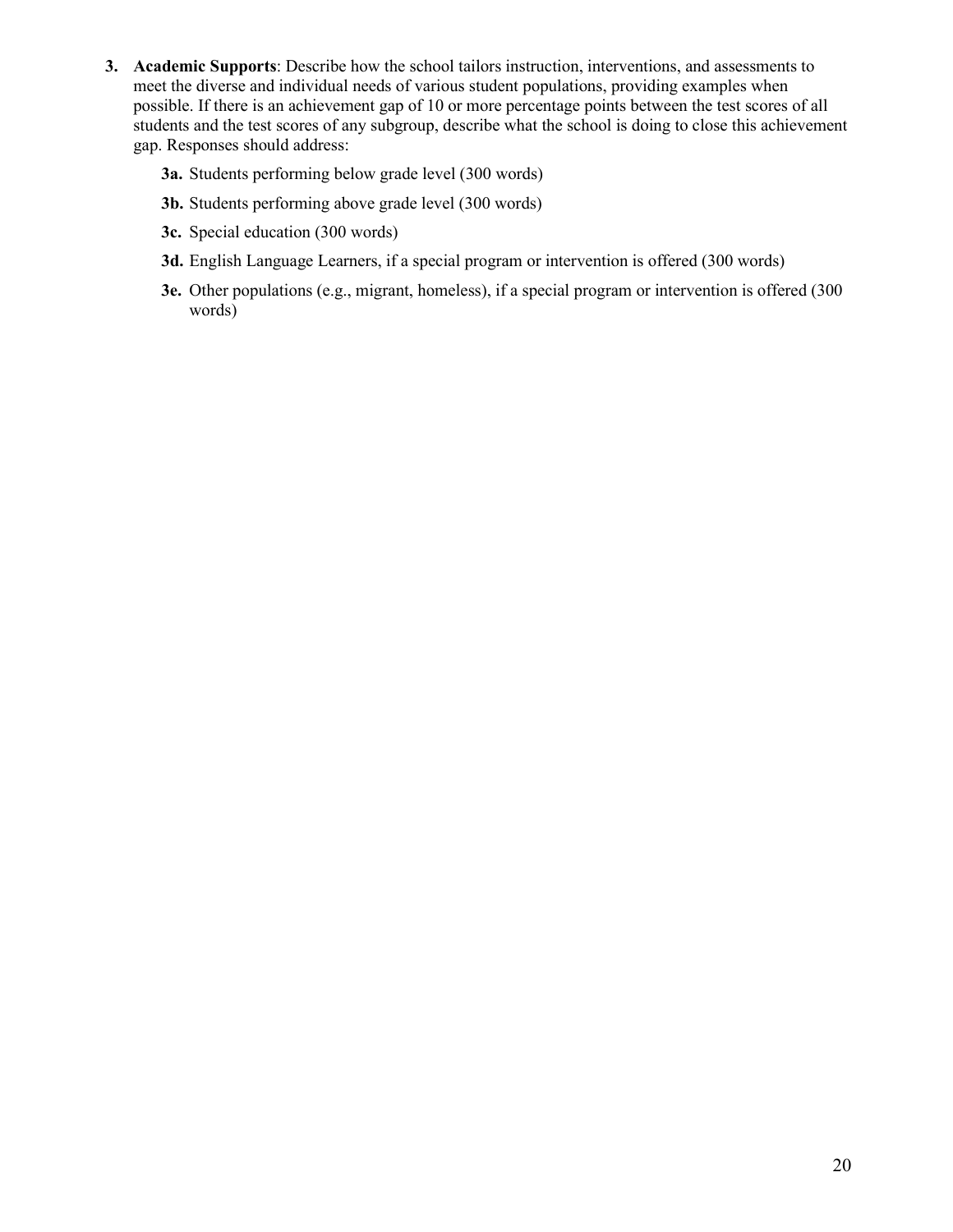3. **Academic Supports**: Describe how the school tailors instruction, interventions, and assessments to meet the diverse and individual needs of various student populations, providing examples when possible. If there is an achievement gap of 10 or more percentage points between the test scores of all students and the test scores of any subgroup, describe what the school is doing to close this achievement gap. Responses should address:

   **3a.** Students performing below grade level (300 words)

   **3b.** Students performing above grade level (300 words)

   **3c.** Special education (300 words)

   **3d.** English Language Learners, if a special program or intervention is offered (300 words)

   **3e.** Other populations (e.g., migrant, homeless), if a special program or intervention is offered (300 words)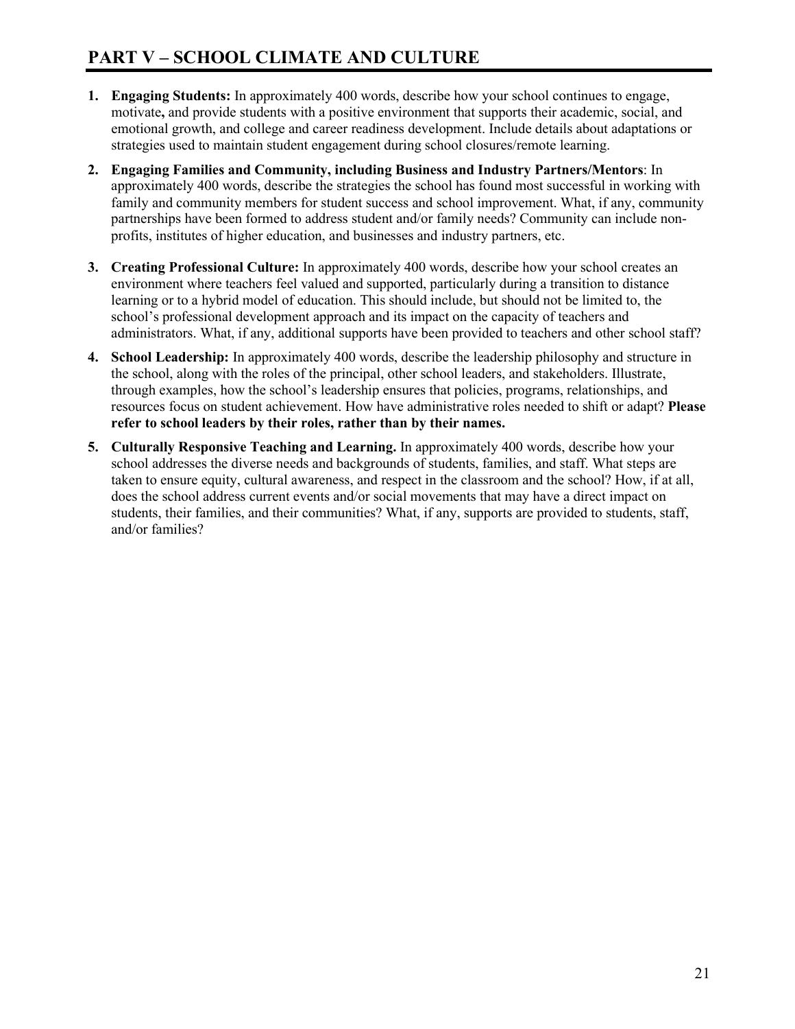## PART V – SCHOOL CLIMATE AND CULTURE

1. **Engaging Students:** In approximately 400 words, describe how your school continues to engage, motivate**,** and provide students with a positive environment that supports their academic, social, and emotional growth, and college and career readiness development. Include details about adaptations or strategies used to maintain student engagement during school closures/remote learning.

2. **Engaging Families and Community, including Business and Industry Partners/Mentors**: In approximately 400 words, describe the strategies the school has found most successful in working with family and community members for student success and school improvement. What, if any, community partnerships have been formed to address student and/or family needs? Community can include non-profits, institutes of higher education, and businesses and industry partners, etc.

3. **Creating Professional Culture:** In approximately 400 words, describe how your school creates an environment where teachers feel valued and supported, particularly during a transition to distance learning or to a hybrid model of education. This should include, but should not be limited to, the school's professional development approach and its impact on the capacity of teachers and administrators. What, if any, additional supports have been provided to teachers and other school staff?

4. **School Leadership:** In approximately 400 words, describe the leadership philosophy and structure in the school, along with the roles of the principal, other school leaders, and stakeholders. Illustrate, through examples, how the school's leadership ensures that policies, programs, relationships, and resources focus on student achievement. How have administrative roles needed to shift or adapt? **Please refer to school leaders by their roles, rather than by their names.**

5. **Culturally Responsive Teaching and Learning.** In approximately 400 words, describe how your school addresses the diverse needs and backgrounds of students, families, and staff. What steps are taken to ensure equity, cultural awareness, and respect in the classroom and the school? How, if at all, does the school address current events and/or social movements that may have a direct impact on students, their families, and their communities? What, if any, supports are provided to students, staff, and/or families?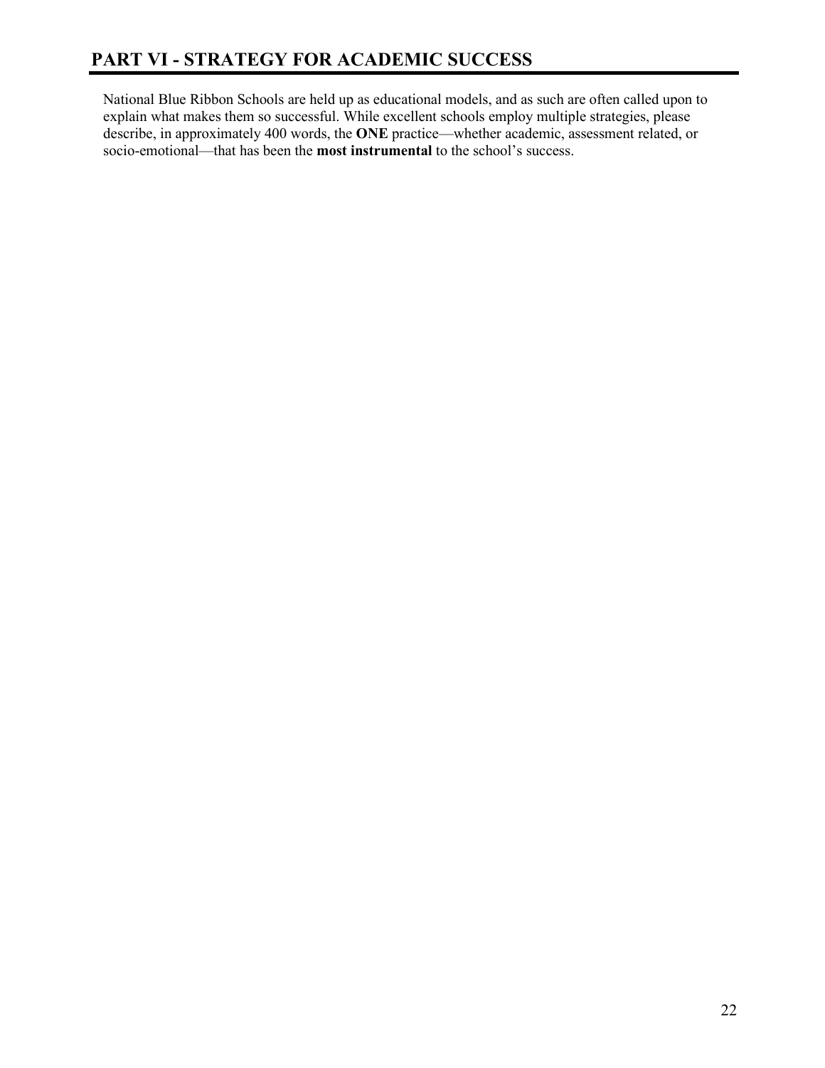# PART VI - STRATEGY FOR ACADEMIC SUCCESS

National Blue Ribbon Schools are held up as educational models, and as such are often called upon to explain what makes them so successful. While excellent schools employ multiple strategies, please describe, in approximately 400 words, the **ONE** practice—whether academic, assessment related, or socio-emotional—that has been the **most instrumental** to the school's success.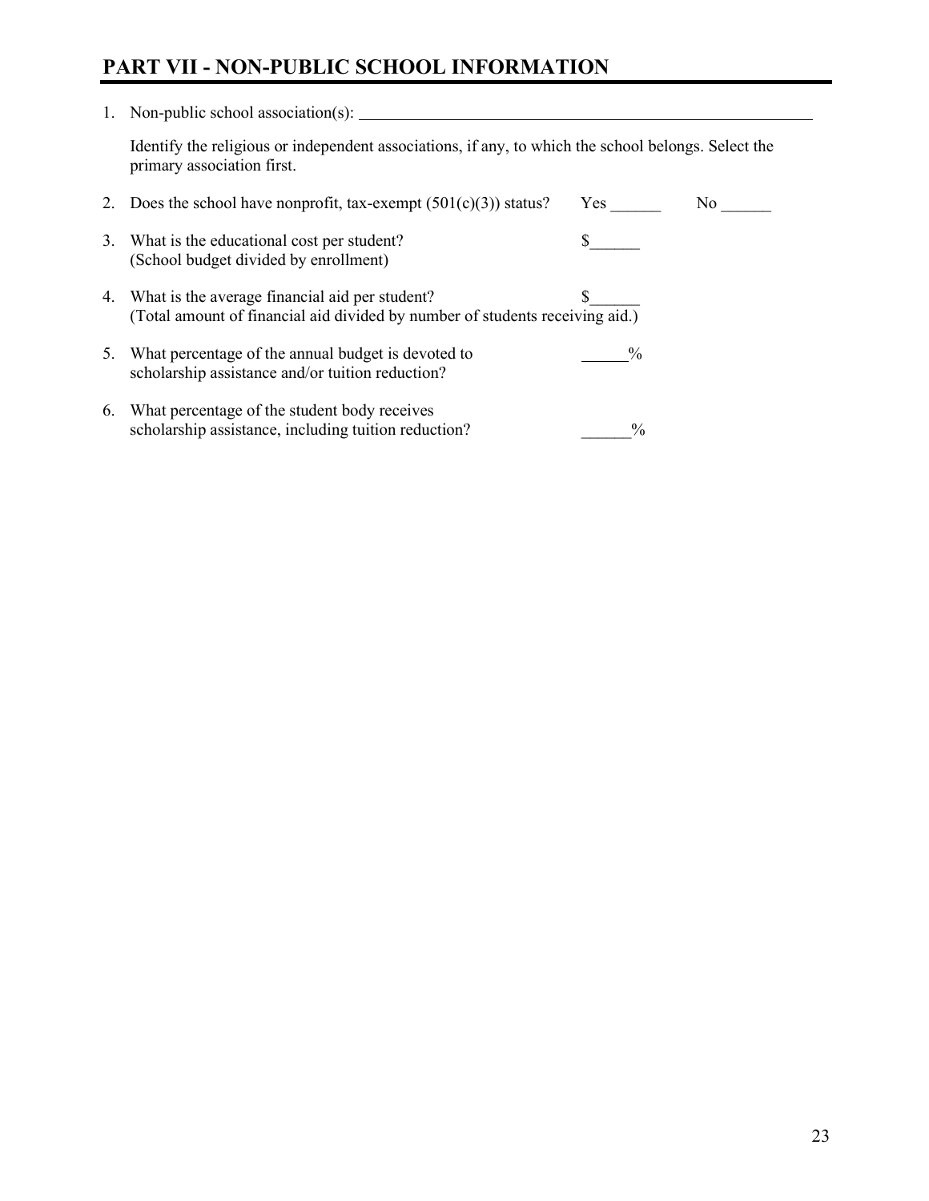## PART VII - NON-PUBLIC SCHOOL INFORMATION

1. Non-public school association(s): ______________________________________________

   Identify the religious or independent associations, if any, to which the school belongs. Select the primary association first.

2. Does the school have nonprofit, tax-exempt (501(c)(3)) status? Yes ______ No ______

3. What is the educational cost per student? $______
   (School budget divided by enrollment)

4. What is the average financial aid per student? $______
   (Total amount of financial aid divided by number of students receiving aid.)

5. What percentage of the annual budget is devoted to scholarship assistance and/or tuition reduction? ______%

6. What percentage of the student body receives scholarship assistance, including tuition reduction? ______%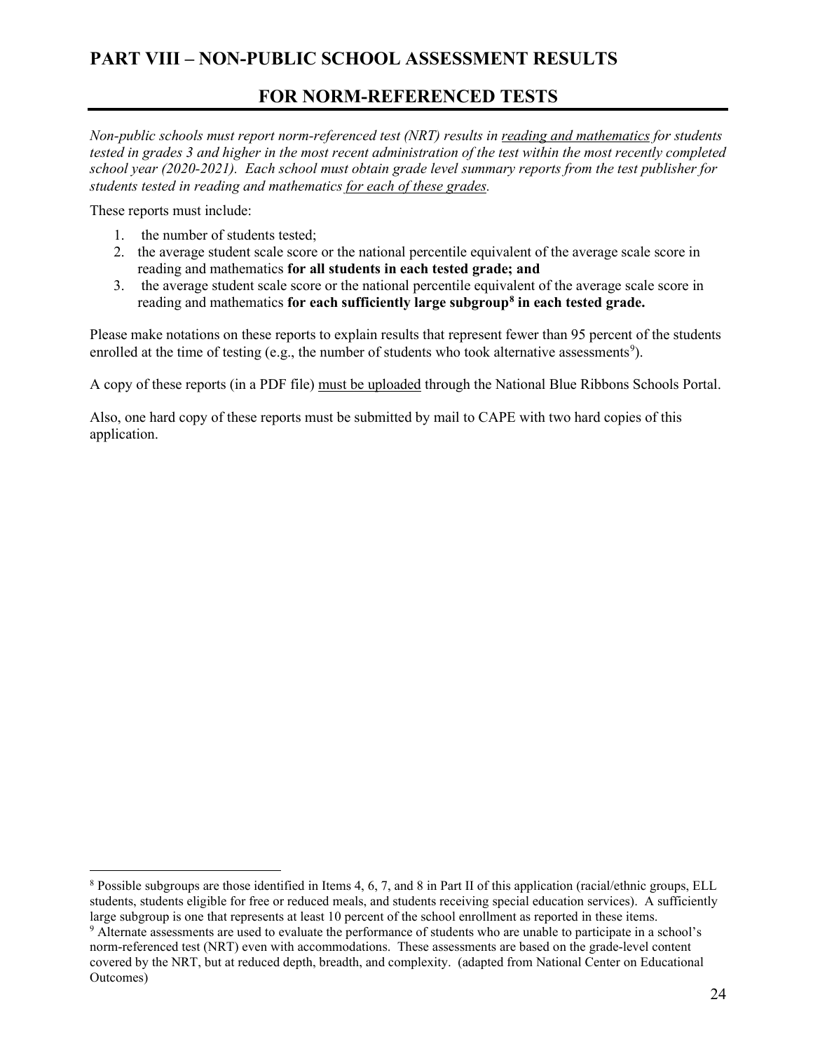## PART VIII – NON-PUBLIC SCHOOL ASSESSMENT RESULTS

## FOR NORM-REFERENCED TESTS

*Non-public schools must report norm-referenced test (NRT) results in reading and mathematics for students tested in grades 3 and higher in the most recent administration of the test within the most recently completed school year (2020-2021). Each school must obtain grade level summary reports from the test publisher for students tested in reading and mathematics for each of these grades.*

These reports must include:

1. the number of students tested;
2. the average student scale score or the national percentile equivalent of the average scale score in reading and mathematics **for all students in each tested grade; and**
3. the average student scale score or the national percentile equivalent of the average scale score in reading and mathematics **for each sufficiently large subgroup[8] in each tested grade.**

Please make notations on these reports to explain results that represent fewer than 95 percent of the students enrolled at the time of testing (e.g., the number of students who took alternative assessments[9]).

A copy of these reports (in a PDF file) must be uploaded through the National Blue Ribbons Schools Portal.

Also, one hard copy of these reports must be submitted by mail to CAPE with two hard copies of this application.

---

[8] Possible subgroups are those identified in Items 4, 6, 7, and 8 in Part II of this application (racial/ethnic groups, ELL students, students eligible for free or reduced meals, and students receiving special education services). A sufficiently large subgroup is one that represents at least 10 percent of the school enrollment as reported in these items.

[9] Alternate assessments are used to evaluate the performance of students who are unable to participate in a school's norm-referenced test (NRT) even with accommodations. These assessments are based on the grade-level content covered by the NRT, but at reduced depth, breadth, and complexity. (adapted from National Center on Educational Outcomes)